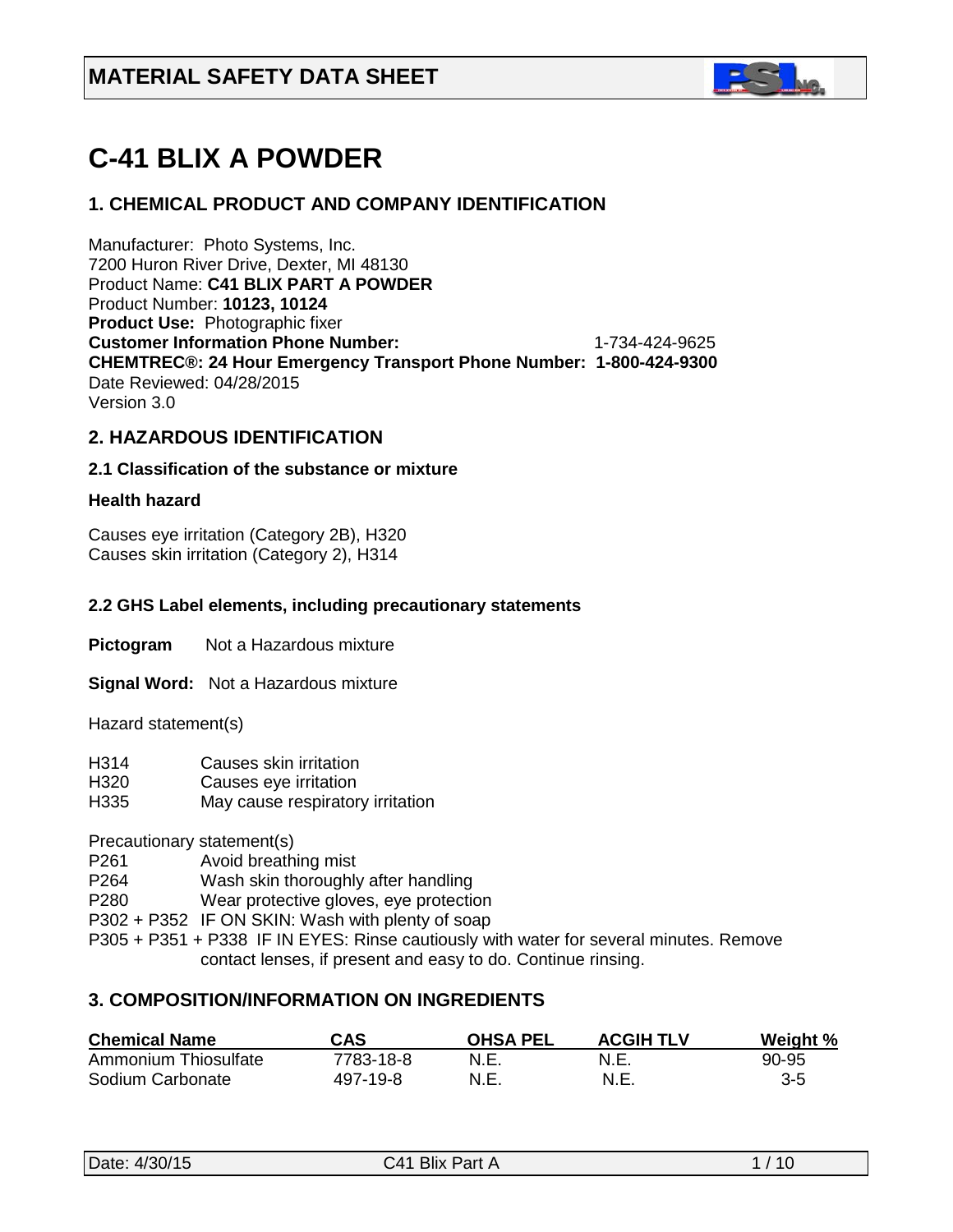# MATERIAL SAFETY DATA SHEET

# C-41 BLIX A POWDER

## 1. CHEMICAL PRODUCT AND COMPANY IDENTIFICATION

Manufacturer: Photo Systems, Inc.
7200 Huron River Drive, Dexter, MI 48130
Product Name: **C41 BLIX PART A POWDER**
Product Number: **10123, 10124**
**Product Use:** Photographic fixer
**Customer Information Phone Number:** 1-734-424-9625
**CHEMTREC®: 24 Hour Emergency Transport Phone Number: 1-800-424-9300**
Date Reviewed: 04/28/2015
Version 3.0

## 2. HAZARDOUS IDENTIFICATION

### 2.1 Classification of the substance or mixture

**Health hazard**

Causes eye irritation (Category 2B), H320
Causes skin irritation (Category 2), H314

### 2.2 GHS Label elements, including precautionary statements

**Pictogram** Not a Hazardous mixture

**Signal Word:** Not a Hazardous mixture

Hazard statement(s)

H314 Causes skin irritation
H320 Causes eye irritation
H335 May cause respiratory irritation

Precautionary statement(s)
P261 Avoid breathing mist
P264 Wash skin thoroughly after handling
P280 Wear protective gloves, eye protection
P302 + P352 IF ON SKIN: Wash with plenty of soap
P305 + P351 + P338 IF IN EYES: Rinse cautiously with water for several minutes. Remove contact lenses, if present and easy to do. Continue rinsing.

## 3. COMPOSITION/INFORMATION ON INGREDIENTS

| Chemical Name | CAS | OHSA PEL | ACGIH TLV | Weight % |
|---|---|---|---|---|
| Ammonium Thiosulfate | 7783-18-8 | N.E. | N.E. | 90-95 |
| Sodium Carbonate | 497-19-8 | N.E. | N.E. | 3-5 |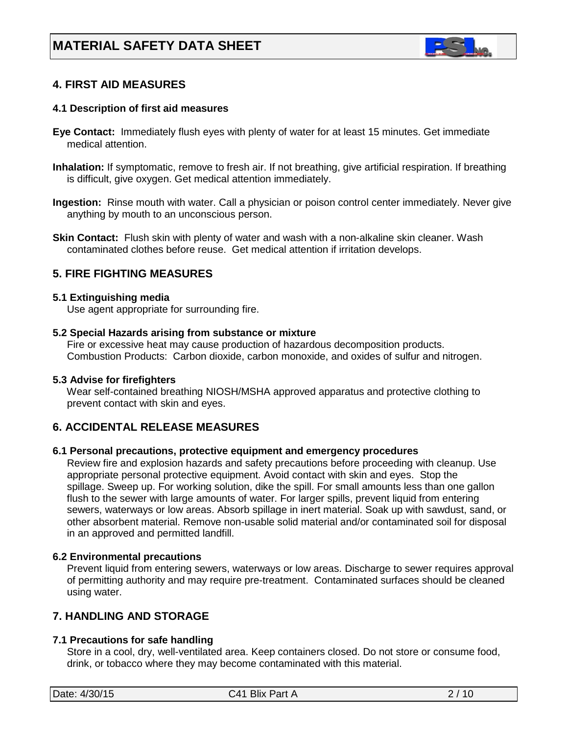## 4. FIRST AID MEASURES

### 4.1 Description of first aid measures

**Eye Contact:** Immediately flush eyes with plenty of water for at least 15 minutes. Get immediate medical attention.

**Inhalation:** If symptomatic, remove to fresh air. If not breathing, give artificial respiration. If breathing is difficult, give oxygen. Get medical attention immediately.

**Ingestion:** Rinse mouth with water. Call a physician or poison control center immediately. Never give anything by mouth to an unconscious person.

**Skin Contact:** Flush skin with plenty of water and wash with a non-alkaline skin cleaner. Wash contaminated clothes before reuse. Get medical attention if irritation develops.

## 5. FIRE FIGHTING MEASURES

### 5.1 Extinguishing media

Use agent appropriate for surrounding fire.

### 5.2 Special Hazards arising from substance or mixture

Fire or excessive heat may cause production of hazardous decomposition products.
Combustion Products: Carbon dioxide, carbon monoxide, and oxides of sulfur and nitrogen.

### 5.3 Advise for firefighters

Wear self-contained breathing NIOSH/MSHA approved apparatus and protective clothing to prevent contact with skin and eyes.

## 6. ACCIDENTAL RELEASE MEASURES

### 6.1 Personal precautions, protective equipment and emergency procedures

Review fire and explosion hazards and safety precautions before proceeding with cleanup. Use appropriate personal protective equipment. Avoid contact with skin and eyes. Stop the spillage. Sweep up. For working solution, dike the spill. For small amounts less than one gallon flush to the sewer with large amounts of water. For larger spills, prevent liquid from entering sewers, waterways or low areas. Absorb spillage in inert material. Soak up with sawdust, sand, or other absorbent material. Remove non-usable solid material and/or contaminated soil for disposal in an approved and permitted landfill.

### 6.2 Environmental precautions

Prevent liquid from entering sewers, waterways or low areas. Discharge to sewer requires approval of permitting authority and may require pre-treatment. Contaminated surfaces should be cleaned using water.

## 7. HANDLING AND STORAGE

### 7.1 Precautions for safe handling

Store in a cool, dry, well-ventilated area. Keep containers closed. Do not store or consume food, drink, or tobacco where they may become contaminated with this material.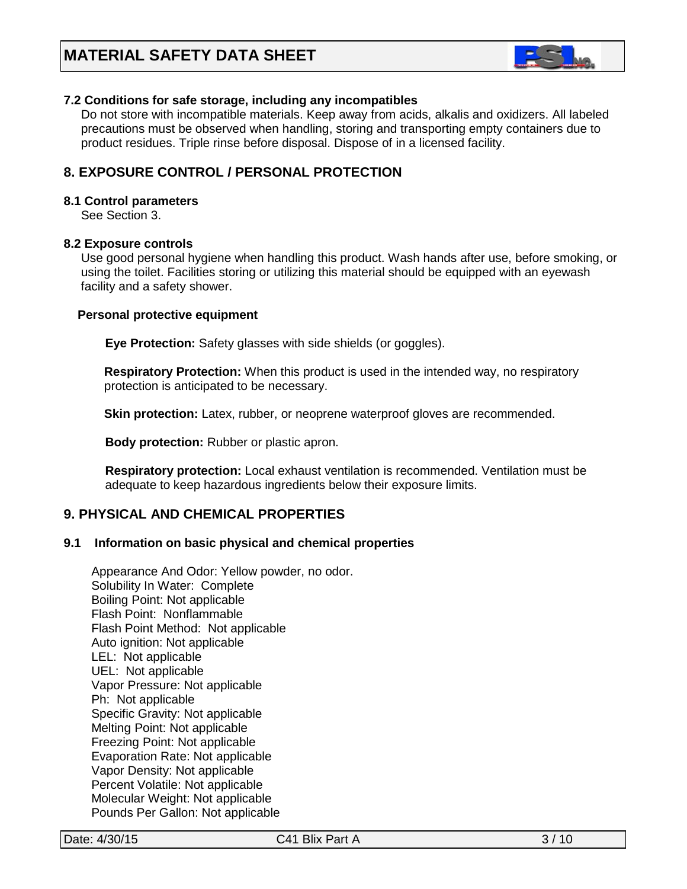### 7.2 Conditions for safe storage, including any incompatibles

Do not store with incompatible materials. Keep away from acids, alkalis and oxidizers. All labeled precautions must be observed when handling, storing and transporting empty containers due to product residues. Triple rinse before disposal. Dispose of in a licensed facility.

## 8. EXPOSURE CONTROL / PERSONAL PROTECTION

### 8.1 Control parameters

See Section 3.

### 8.2 Exposure controls

Use good personal hygiene when handling this product. Wash hands after use, before smoking, or using the toilet. Facilities storing or utilizing this material should be equipped with an eyewash facility and a safety shower.

**Personal protective equipment**

**Eye Protection:** Safety glasses with side shields (or goggles).

**Respiratory Protection:** When this product is used in the intended way, no respiratory protection is anticipated to be necessary.

**Skin protection:** Latex, rubber, or neoprene waterproof gloves are recommended.

**Body protection:** Rubber or plastic apron.

**Respiratory protection:** Local exhaust ventilation is recommended. Ventilation must be adequate to keep hazardous ingredients below their exposure limits.

## 9. PHYSICAL AND CHEMICAL PROPERTIES

### 9.1 Information on basic physical and chemical properties

Appearance And Odor: Yellow powder, no odor.
Solubility In Water: Complete
Boiling Point: Not applicable
Flash Point: Nonflammable
Flash Point Method: Not applicable
Auto ignition: Not applicable
LEL: Not applicable
UEL: Not applicable
Vapor Pressure: Not applicable
Ph: Not applicable
Specific Gravity: Not applicable
Melting Point: Not applicable
Freezing Point: Not applicable
Evaporation Rate: Not applicable
Vapor Density: Not applicable
Percent Volatile: Not applicable
Molecular Weight: Not applicable
Pounds Per Gallon: Not applicable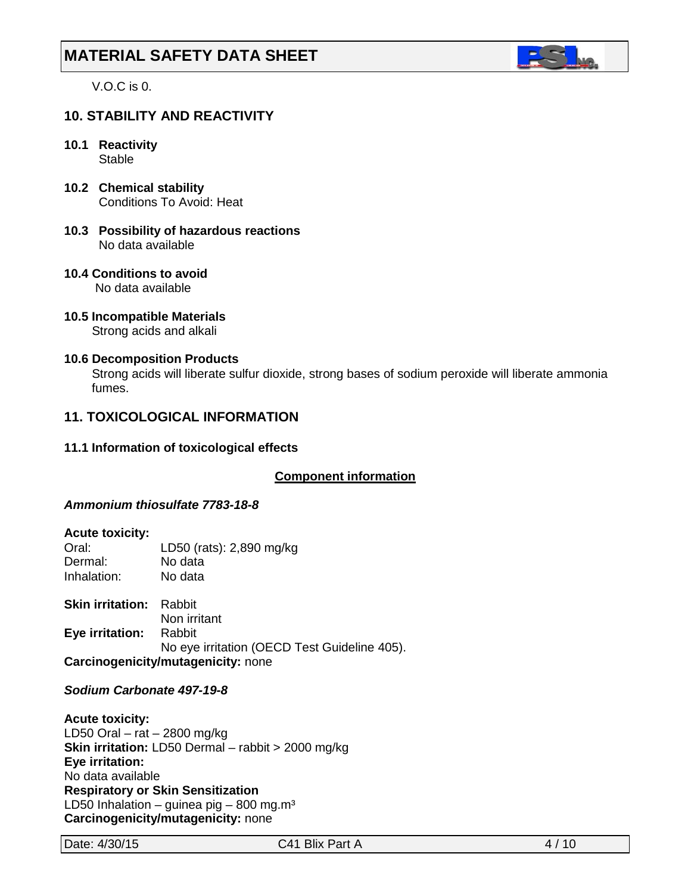V.O.C is 0.

## 10. STABILITY AND REACTIVITY

**10.1 Reactivity**
Stable

**10.2 Chemical stability**
Conditions To Avoid: Heat

**10.3 Possibility of hazardous reactions**
No data available

**10.4 Conditions to avoid**
No data available

**10.5 Incompatible Materials**
Strong acids and alkali

**10.6 Decomposition Products**
Strong acids will liberate sulfur dioxide, strong bases of sodium peroxide will liberate ammonia fumes.

## 11. TOXICOLOGICAL INFORMATION

**11.1 Information of toxicological effects**

**Component information**

***Ammonium thiosulfate 7783-18-8***

**Acute toxicity:**

| | |
|---|---|
| Oral: | LD50 (rats): 2,890 mg/kg |
| Dermal: | No data |
| Inhalation: | No data |

**Skin irritation:** Rabbit
Non irritant

**Eye irritation:** Rabbit
No eye irritation (OECD Test Guideline 405).

**Carcinogenicity/mutagenicity:** none

***Sodium Carbonate 497-19-8***

**Acute toxicity:**
LD50 Oral – rat – 2800 mg/kg
**Skin irritation:** LD50 Dermal – rabbit > 2000 mg/kg
**Eye irritation:**
No data available
**Respiratory or Skin Sensitization**
LD50 Inhalation – guinea pig – 800 mg.m$^3$
**Carcinogenicity/mutagenicity:** none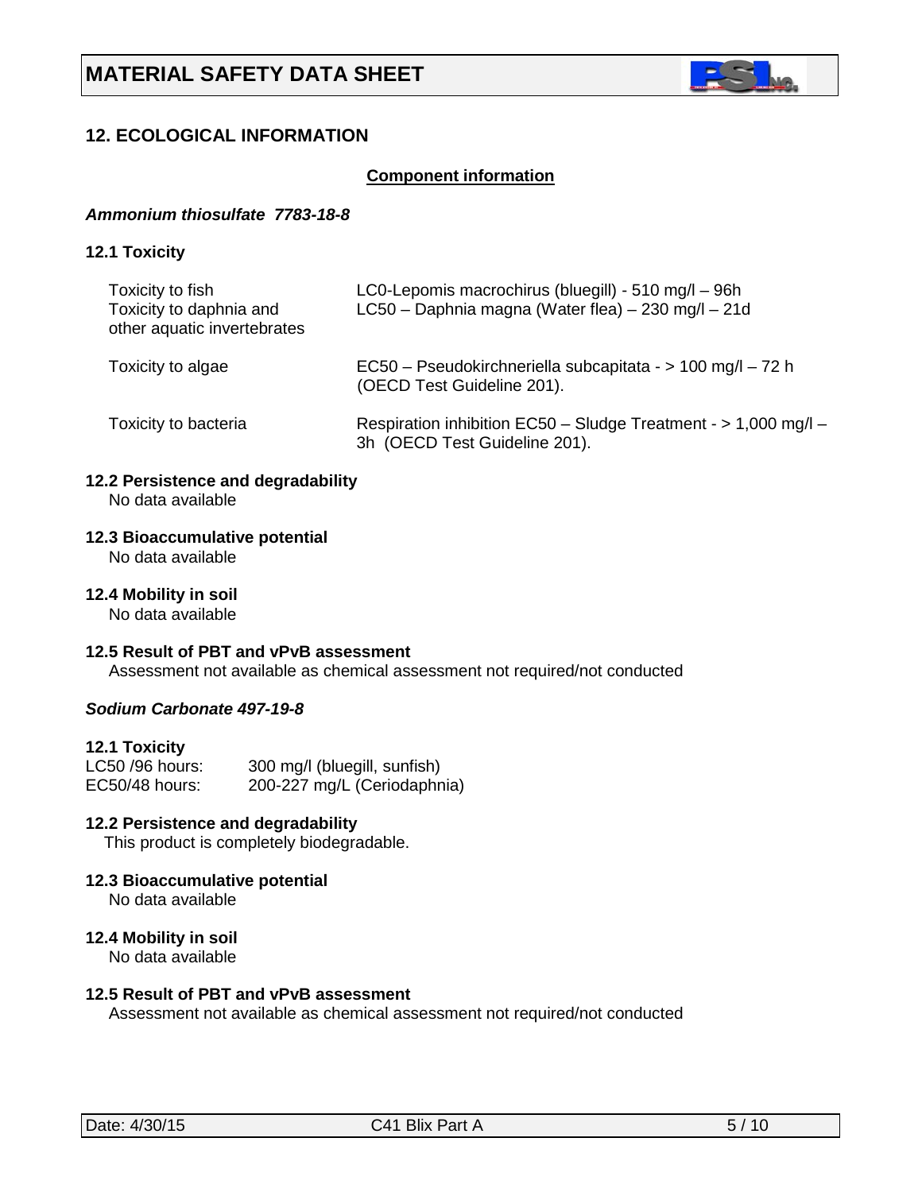## 12. ECOLOGICAL INFORMATION

**Component information**

***Ammonium thiosulfate 7783-18-8***

### 12.1 Toxicity

| | |
|---|---|
| Toxicity to fish | LC0-Lepomis macrochirus (bluegill) - 510 mg/l – 96h |
| Toxicity to daphnia and other aquatic invertebrates | LC50 – Daphnia magna (Water flea) – 230 mg/l – 21d |
| Toxicity to algae | EC50 – Pseudokirchneriella subcapitata - > 100 mg/l – 72 h (OECD Test Guideline 201). |
| Toxicity to bacteria | Respiration inhibition EC50 – Sludge Treatment - > 1,000 mg/l – 3h (OECD Test Guideline 201). |

**12.2 Persistence and degradability**
No data available

**12.3 Bioaccumulative potential**
No data available

**12.4 Mobility in soil**
No data available

**12.5 Result of PBT and vPvB assessment**
Assessment not available as chemical assessment not required/not conducted

***Sodium Carbonate 497-19-8***

**12.1 Toxicity**

| | |
|---|---|
| LC50 /96 hours: | 300 mg/l (bluegill, sunfish) |
| EC50/48 hours: | 200-227 mg/L (Ceriodaphnia) |

**12.2 Persistence and degradability**
This product is completely biodegradable.

**12.3 Bioaccumulative potential**
No data available

**12.4 Mobility in soil**
No data available

**12.5 Result of PBT and vPvB assessment**
Assessment not available as chemical assessment not required/not conducted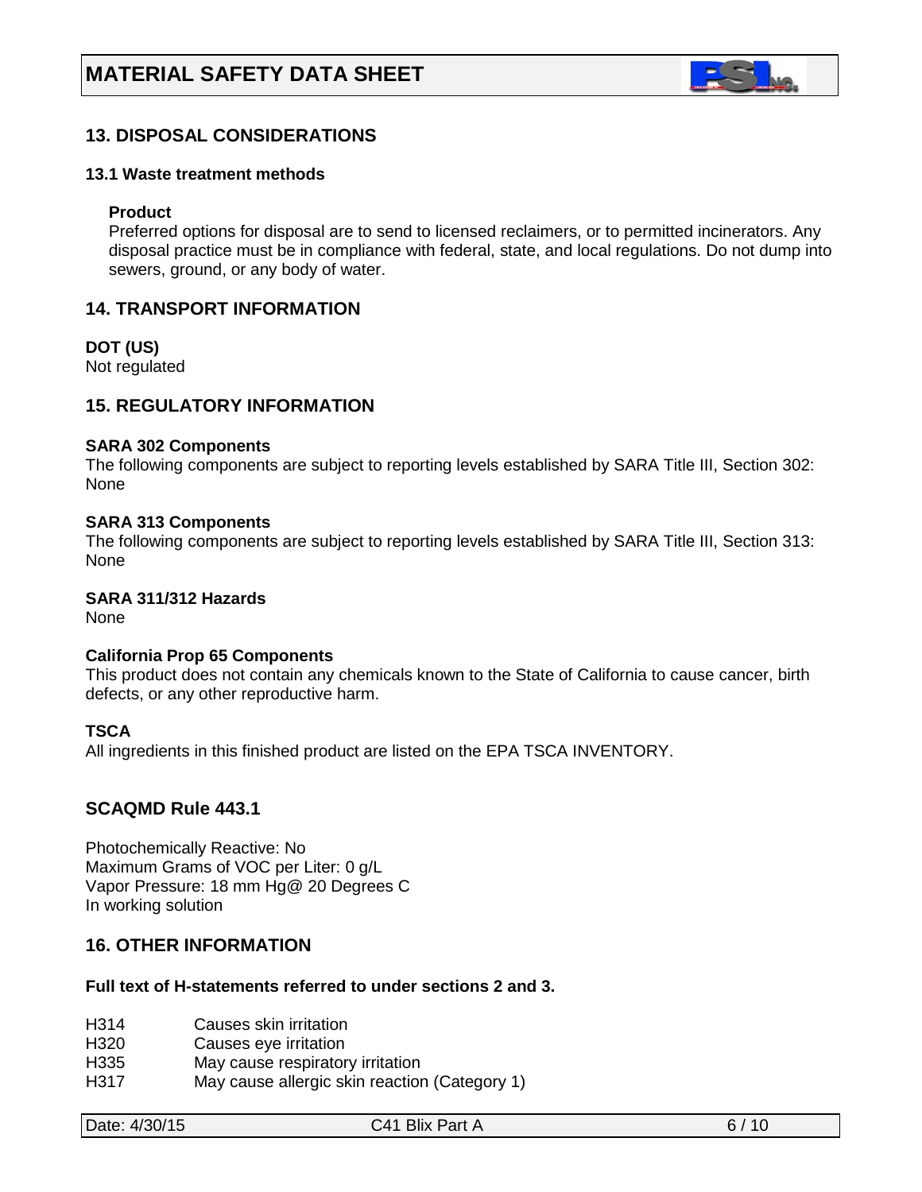## 13. DISPOSAL CONSIDERATIONS

### 13.1 Waste treatment methods

**Product**

Preferred options for disposal are to send to licensed reclaimers, or to permitted incinerators. Any disposal practice must be in compliance with federal, state, and local regulations. Do not dump into sewers, ground, or any body of water.

## 14. TRANSPORT INFORMATION

**DOT (US)**

Not regulated

## 15. REGULATORY INFORMATION

**SARA 302 Components**

The following components are subject to reporting levels established by SARA Title III, Section 302: None

**SARA 313 Components**

The following components are subject to reporting levels established by SARA Title III, Section 313: None

**SARA 311/312 Hazards**

None

**California Prop 65 Components**

This product does not contain any chemicals known to the State of California to cause cancer, birth defects, or any other reproductive harm.

**TSCA**

All ingredients in this finished product are listed on the EPA TSCA INVENTORY.

## SCAQMD Rule 443.1

Photochemically Reactive: No
Maximum Grams of VOC per Liter: 0 g/L
Vapor Pressure: 18 mm Hg@ 20 Degrees C
In working solution

## 16. OTHER INFORMATION

**Full text of H-statements referred to under sections 2 and 3.**

| | |
|---|---|
| H314 | Causes skin irritation |
| H320 | Causes eye irritation |
| H335 | May cause respiratory irritation |
| H317 | May cause allergic skin reaction (Category 1) |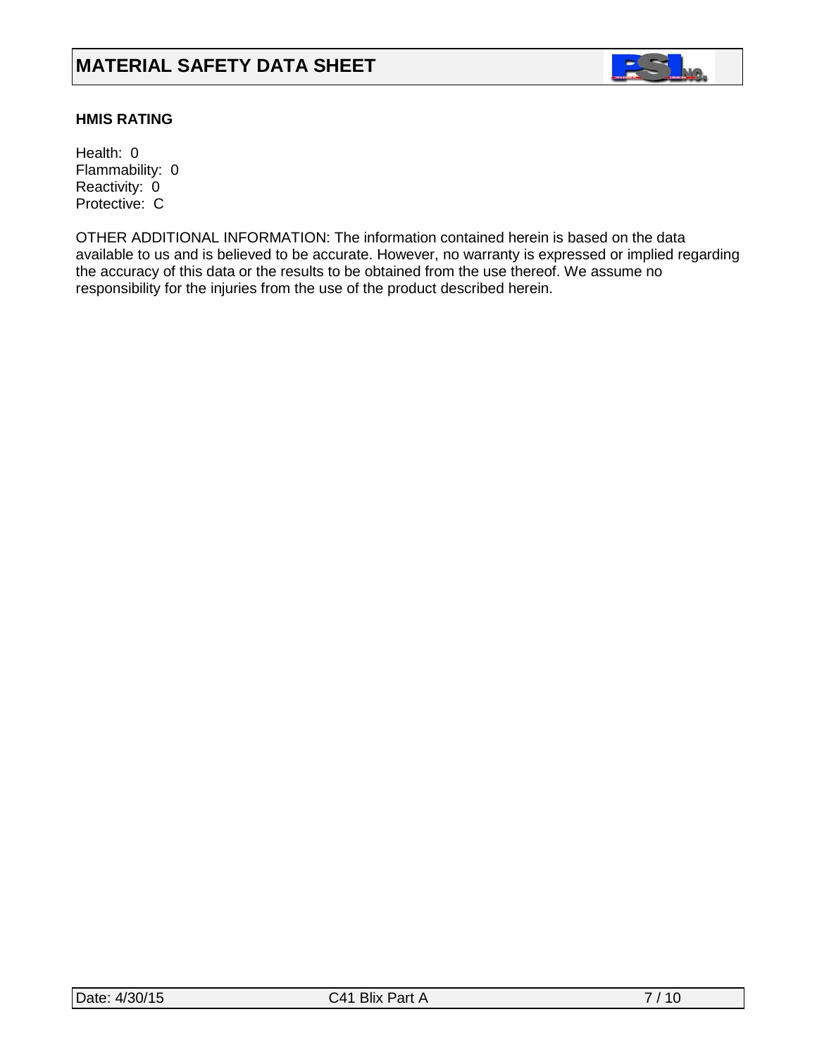## HMIS RATING

Health: 0
Flammability: 0
Reactivity: 0
Protective: C

OTHER ADDITIONAL INFORMATION: The information contained herein is based on the data available to us and is believed to be accurate. However, no warranty is expressed or implied regarding the accuracy of this data or the results to be obtained from the use thereof. We assume no responsibility for the injuries from the use of the product described herein.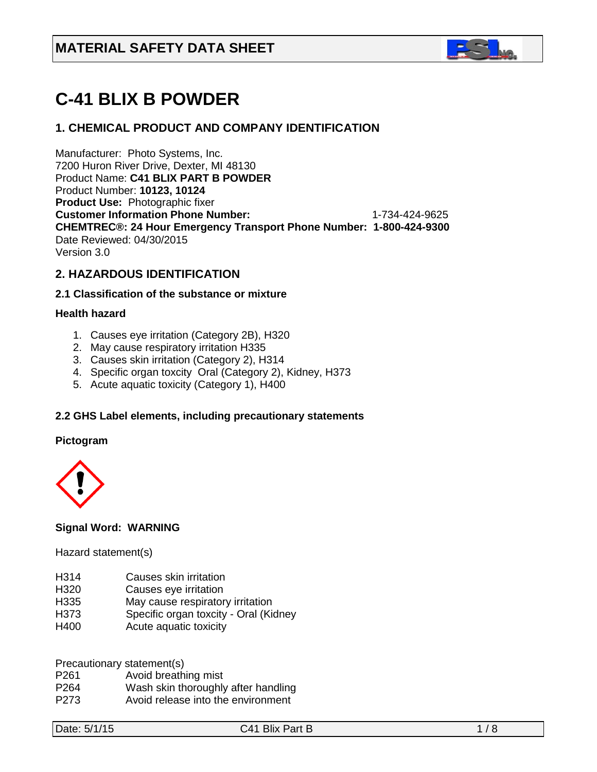# MATERIAL SAFETY DATA SHEET

# C-41 BLIX B POWDER

## 1. CHEMICAL PRODUCT AND COMPANY IDENTIFICATION

Manufacturer: Photo Systems, Inc.
7200 Huron River Drive, Dexter, MI 48130
Product Name: **C41 BLIX PART B POWDER**
Product Number: **10123, 10124**
**Product Use:** Photographic fixer
**Customer Information Phone Number:** 1-734-424-9625
**CHEMTREC®: 24 Hour Emergency Transport Phone Number: 1-800-424-9300**
Date Reviewed: 04/30/2015
Version 3.0

## 2. HAZARDOUS IDENTIFICATION

### 2.1 Classification of the substance or mixture

**Health hazard**

1. Causes eye irritation (Category 2B), H320
2. May cause respiratory irritation H335
3. Causes skin irritation (Category 2), H314
4. Specific organ toxcity Oral (Category 2), Kidney, H373
5. Acute aquatic toxicity (Category 1), H400

### 2.2 GHS Label elements, including precautionary statements

**Pictogram**

**Signal Word: WARNING**

Hazard statement(s)

| | |
|---|---|
| H314 | Causes skin irritation |
| H320 | Causes eye irritation |
| H335 | May cause respiratory irritation |
| H373 | Specific organ toxcity - Oral (Kidney |
| H400 | Acute aquatic toxicity |

Precautionary statement(s)

| | |
|---|---|
| P261 | Avoid breathing mist |
| P264 | Wash skin thoroughly after handling |
| P273 | Avoid release into the environment |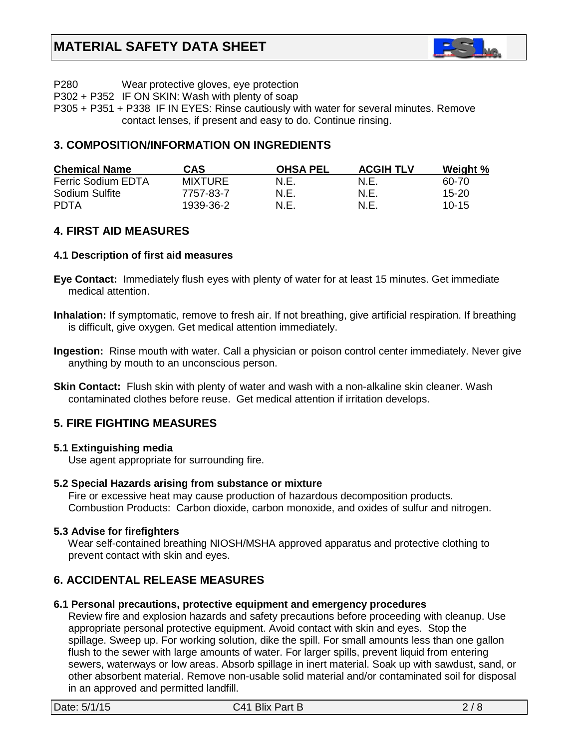P280 Wear protective gloves, eye protection

P302 + P352 IF ON SKIN: Wash with plenty of soap

P305 + P351 + P338 IF IN EYES: Rinse cautiously with water for several minutes. Remove contact lenses, if present and easy to do. Continue rinsing.

## 3. COMPOSITION/INFORMATION ON INGREDIENTS

| Chemical Name | CAS | OHSA PEL | ACGIH TLV | Weight % |
|---|---|---|---|---|
| Ferric Sodium EDTA | MIXTURE | N.E. | N.E. | 60-70 |
| Sodium Sulfite | 7757-83-7 | N.E. | N.E. | 15-20 |
| PDTA | 1939-36-2 | N.E. | N.E. | 10-15 |

## 4. FIRST AID MEASURES

### 4.1 Description of first aid measures

**Eye Contact:** Immediately flush eyes with plenty of water for at least 15 minutes. Get immediate medical attention.

**Inhalation:** If symptomatic, remove to fresh air. If not breathing, give artificial respiration. If breathing is difficult, give oxygen. Get medical attention immediately.

**Ingestion:** Rinse mouth with water. Call a physician or poison control center immediately. Never give anything by mouth to an unconscious person.

**Skin Contact:** Flush skin with plenty of water and wash with a non-alkaline skin cleaner. Wash contaminated clothes before reuse. Get medical attention if irritation develops.

## 5. FIRE FIGHTING MEASURES

### 5.1 Extinguishing media

Use agent appropriate for surrounding fire.

### 5.2 Special Hazards arising from substance or mixture

Fire or excessive heat may cause production of hazardous decomposition products.
Combustion Products: Carbon dioxide, carbon monoxide, and oxides of sulfur and nitrogen.

### 5.3 Advise for firefighters

Wear self-contained breathing NIOSH/MSHA approved apparatus and protective clothing to prevent contact with skin and eyes.

## 6. ACCIDENTAL RELEASE MEASURES

### 6.1 Personal precautions, protective equipment and emergency procedures

Review fire and explosion hazards and safety precautions before proceeding with cleanup. Use appropriate personal protective equipment. Avoid contact with skin and eyes. Stop the spillage. Sweep up. For working solution, dike the spill. For small amounts less than one gallon flush to the sewer with large amounts of water. For larger spills, prevent liquid from entering sewers, waterways or low areas. Absorb spillage in inert material. Soak up with sawdust, sand, or other absorbent material. Remove non-usable solid material and/or contaminated soil for disposal in an approved and permitted landfill.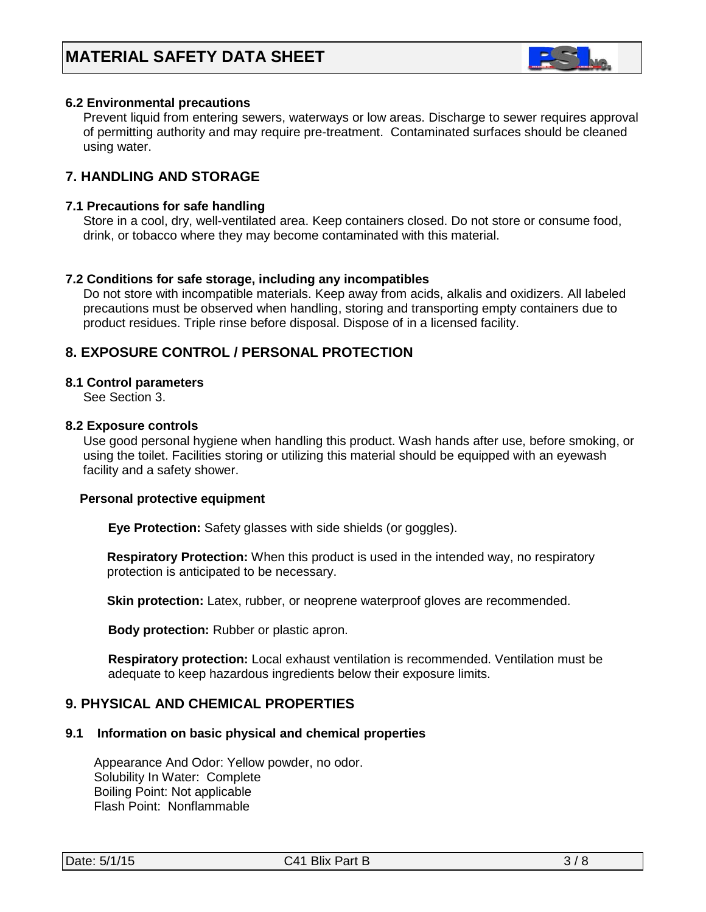# MATERIAL SAFETY DATA SHEET

### 6.2 Environmental precautions

Prevent liquid from entering sewers, waterways or low areas. Discharge to sewer requires approval of permitting authority and may require pre-treatment. Contaminated surfaces should be cleaned using water.

## 7. HANDLING AND STORAGE

### 7.1 Precautions for safe handling

Store in a cool, dry, well-ventilated area. Keep containers closed. Do not store or consume food, drink, or tobacco where they may become contaminated with this material.

### 7.2 Conditions for safe storage, including any incompatibles

Do not store with incompatible materials. Keep away from acids, alkalis and oxidizers. All labeled precautions must be observed when handling, storing and transporting empty containers due to product residues. Triple rinse before disposal. Dispose of in a licensed facility.

## 8. EXPOSURE CONTROL / PERSONAL PROTECTION

### 8.1 Control parameters

See Section 3.

### 8.2 Exposure controls

Use good personal hygiene when handling this product. Wash hands after use, before smoking, or using the toilet. Facilities storing or utilizing this material should be equipped with an eyewash facility and a safety shower.

**Personal protective equipment**

**Eye Protection:** Safety glasses with side shields (or goggles).

**Respiratory Protection:** When this product is used in the intended way, no respiratory protection is anticipated to be necessary.

**Skin protection:** Latex, rubber, or neoprene waterproof gloves are recommended.

**Body protection:** Rubber or plastic apron.

**Respiratory protection:** Local exhaust ventilation is recommended. Ventilation must be adequate to keep hazardous ingredients below their exposure limits.

## 9. PHYSICAL AND CHEMICAL PROPERTIES

### 9.1 Information on basic physical and chemical properties

Appearance And Odor: Yellow powder, no odor.
Solubility In Water: Complete
Boiling Point: Not applicable
Flash Point: Nonflammable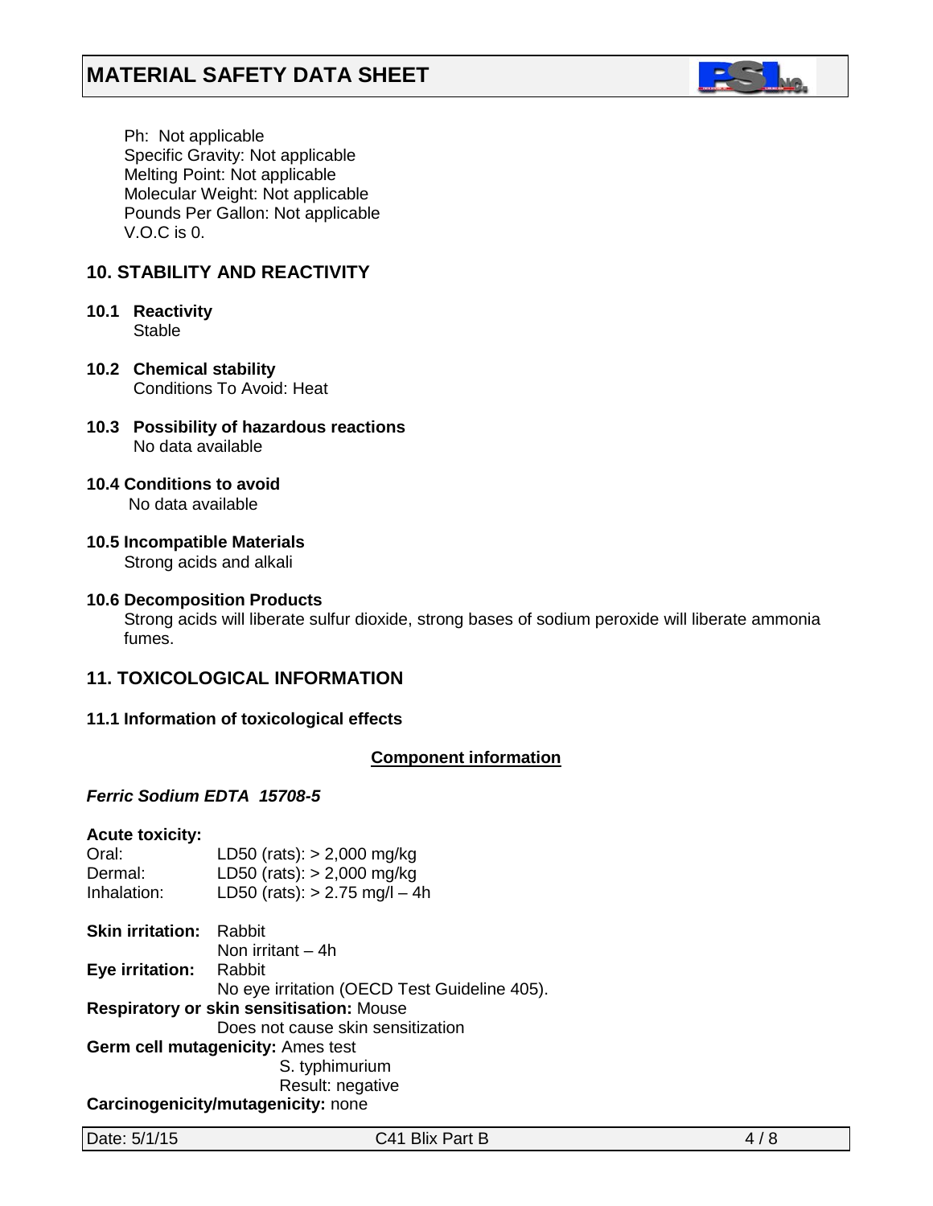Ph: Not applicable
Specific Gravity: Not applicable
Melting Point: Not applicable
Molecular Weight: Not applicable
Pounds Per Gallon: Not applicable
V.O.C is 0.

## 10. STABILITY AND REACTIVITY

**10.1 Reactivity**
Stable

**10.2 Chemical stability**
Conditions To Avoid: Heat

**10.3 Possibility of hazardous reactions**
No data available

**10.4 Conditions to avoid**
No data available

**10.5 Incompatible Materials**
Strong acids and alkali

**10.6 Decomposition Products**
Strong acids will liberate sulfur dioxide, strong bases of sodium peroxide will liberate ammonia fumes.

## 11. TOXICOLOGICAL INFORMATION

**11.1 Information of toxicological effects**

**Component information**

***Ferric Sodium EDTA 15708-5***

**Acute toxicity:**

| | |
|---|---|
| Oral: | LD50 (rats): > 2,000 mg/kg |
| Dermal: | LD50 (rats): > 2,000 mg/kg |
| Inhalation: | LD50 (rats): > 2.75 mg/l – 4h |

**Skin irritation:** Rabbit
Non irritant – 4h

**Eye irritation:** Rabbit
No eye irritation (OECD Test Guideline 405).

**Respiratory or skin sensitisation:** Mouse
Does not cause skin sensitization

**Germ cell mutagenicity:** Ames test
S. typhimurium
Result: negative

**Carcinogenicity/mutagenicity:** none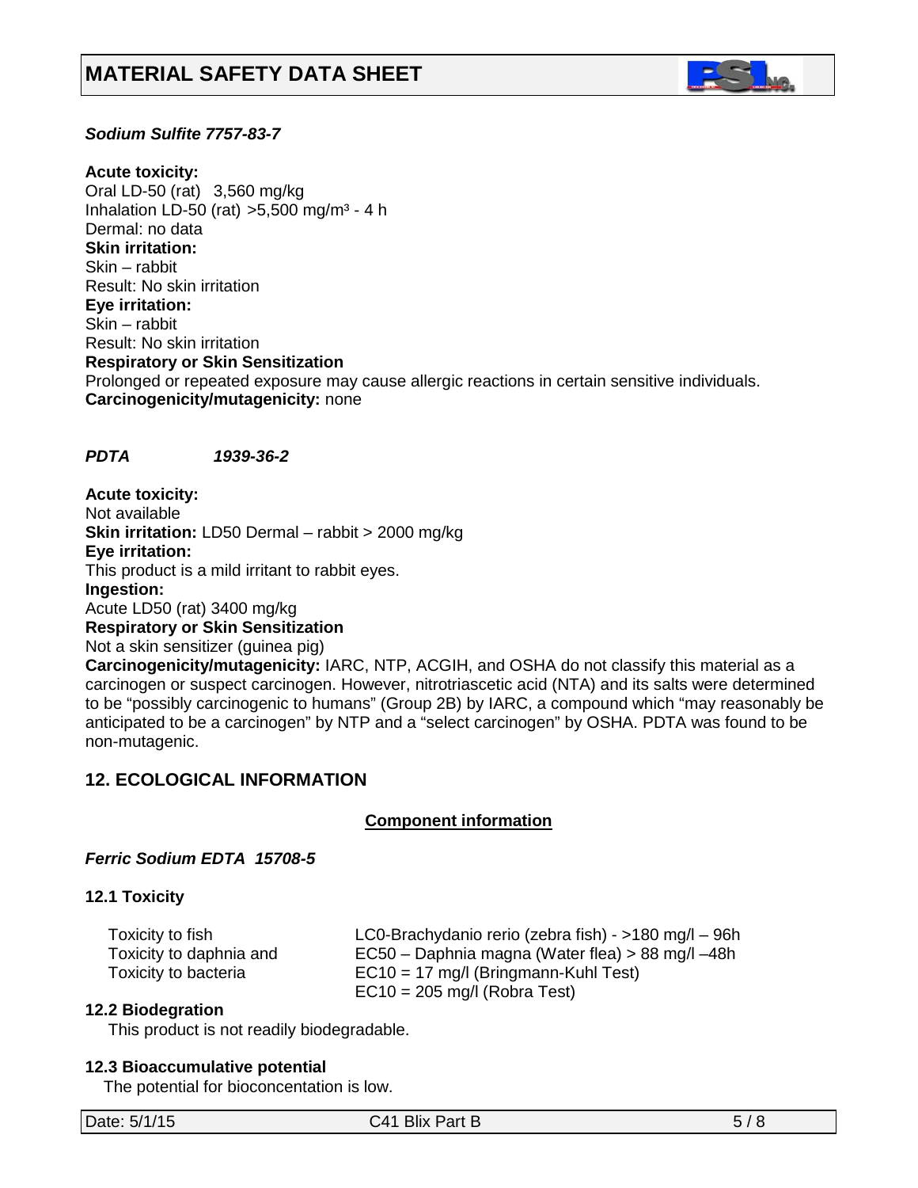*Sodium Sulfite 7757-83-7*

**Acute toxicity:**
Oral LD-50 (rat) 3,560 mg/kg
Inhalation LD-50 (rat) >5,500 mg/m³ - 4 h
Dermal: no data
**Skin irritation:**
Skin – rabbit
Result: No skin irritation
**Eye irritation:**
Skin – rabbit
Result: No skin irritation
**Respiratory or Skin Sensitization**
Prolonged or repeated exposure may cause allergic reactions in certain sensitive individuals.
**Carcinogenicity/mutagenicity:** none

***PDTA 1939-36-2***

**Acute toxicity:**
Not available
**Skin irritation:** LD50 Dermal – rabbit > 2000 mg/kg
**Eye irritation:**
This product is a mild irritant to rabbit eyes.
**Ingestion:**
Acute LD50 (rat) 3400 mg/kg
**Respiratory or Skin Sensitization**
Not a skin sensitizer (guinea pig)
**Carcinogenicity/mutagenicity:** IARC, NTP, ACGIH, and OSHA do not classify this material as a carcinogen or suspect carcinogen. However, nitrotriascetic acid (NTA) and its salts were determined to be "possibly carcinogenic to humans" (Group 2B) by IARC, a compound which "may reasonably be anticipated to be a carcinogen" by NTP and a "select carcinogen" by OSHA. PDTA was found to be non-mutagenic.

## 12. ECOLOGICAL INFORMATION

**Component information**

***Ferric Sodium EDTA 15708-5***

### 12.1 Toxicity

| | |
|---|---|
| Toxicity to fish | LC0-Brachydanio rerio (zebra fish) - >180 mg/l – 96h |
| Toxicity to daphnia and | EC50 – Daphnia magna (Water flea) > 88 mg/l –48h |
| Toxicity to bacteria | EC10 = 17 mg/l (Bringmann-Kuhl Test) |
| | EC10 = 205 mg/l (Robra Test) |

### 12.2 Biodegration

This product is not readily biodegradable.

### 12.3 Bioaccumulative potential

The potential for bioconcentation is low.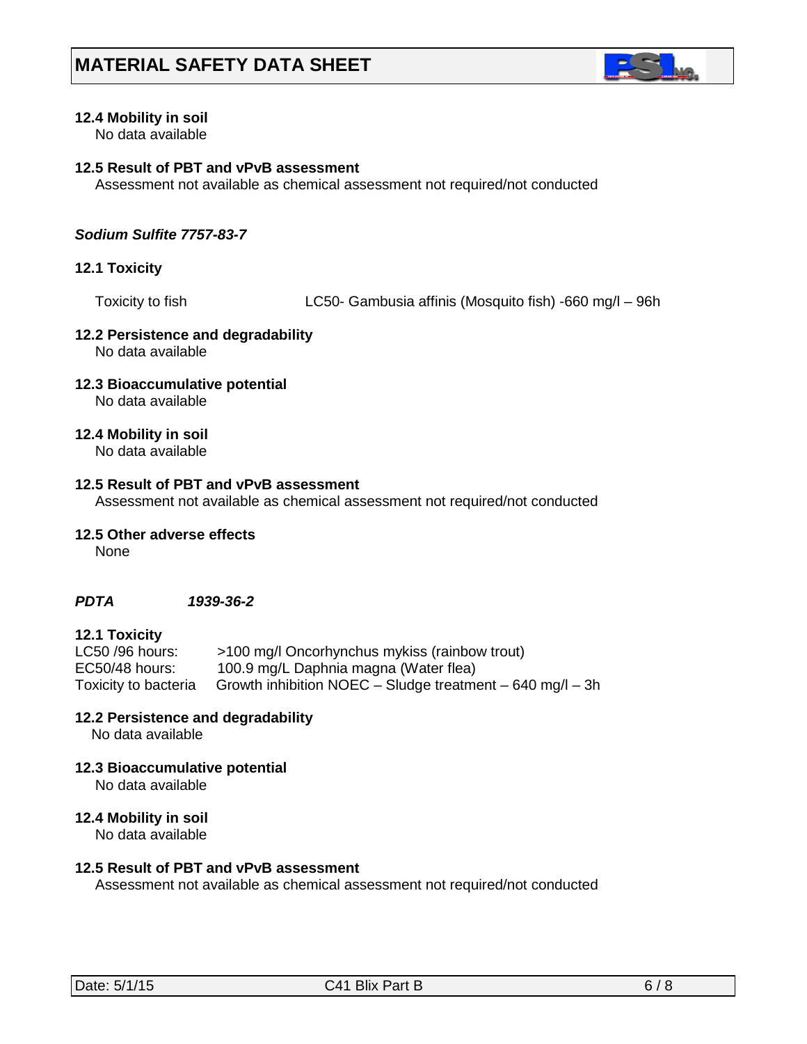**12.4 Mobility in soil**

No data available

**12.5 Result of PBT and vPvB assessment**

Assessment not available as chemical assessment not required/not conducted

***Sodium Sulfite 7757-83-7***

**12.1 Toxicity**

Toxicity to fish LC50- Gambusia affinis (Mosquito fish) -660 mg/l – 96h

**12.2 Persistence and degradability**

No data available

**12.3 Bioaccumulative potential**

No data available

**12.4 Mobility in soil**

No data available

**12.5 Result of PBT and vPvB assessment**

Assessment not available as chemical assessment not required/not conducted

**12.5 Other adverse effects**

None

***PDTA 1939-36-2***

**12.1 Toxicity**

LC50 /96 hours: >100 mg/l Oncorhynchus mykiss (rainbow trout)
EC50/48 hours: 100.9 mg/L Daphnia magna (Water flea)
Toxicity to bacteria Growth inhibition NOEC – Sludge treatment – 640 mg/l – 3h

**12.2 Persistence and degradability**

No data available

**12.3 Bioaccumulative potential**

No data available

**12.4 Mobility in soil**

No data available

**12.5 Result of PBT and vPvB assessment**

Assessment not available as chemical assessment not required/not conducted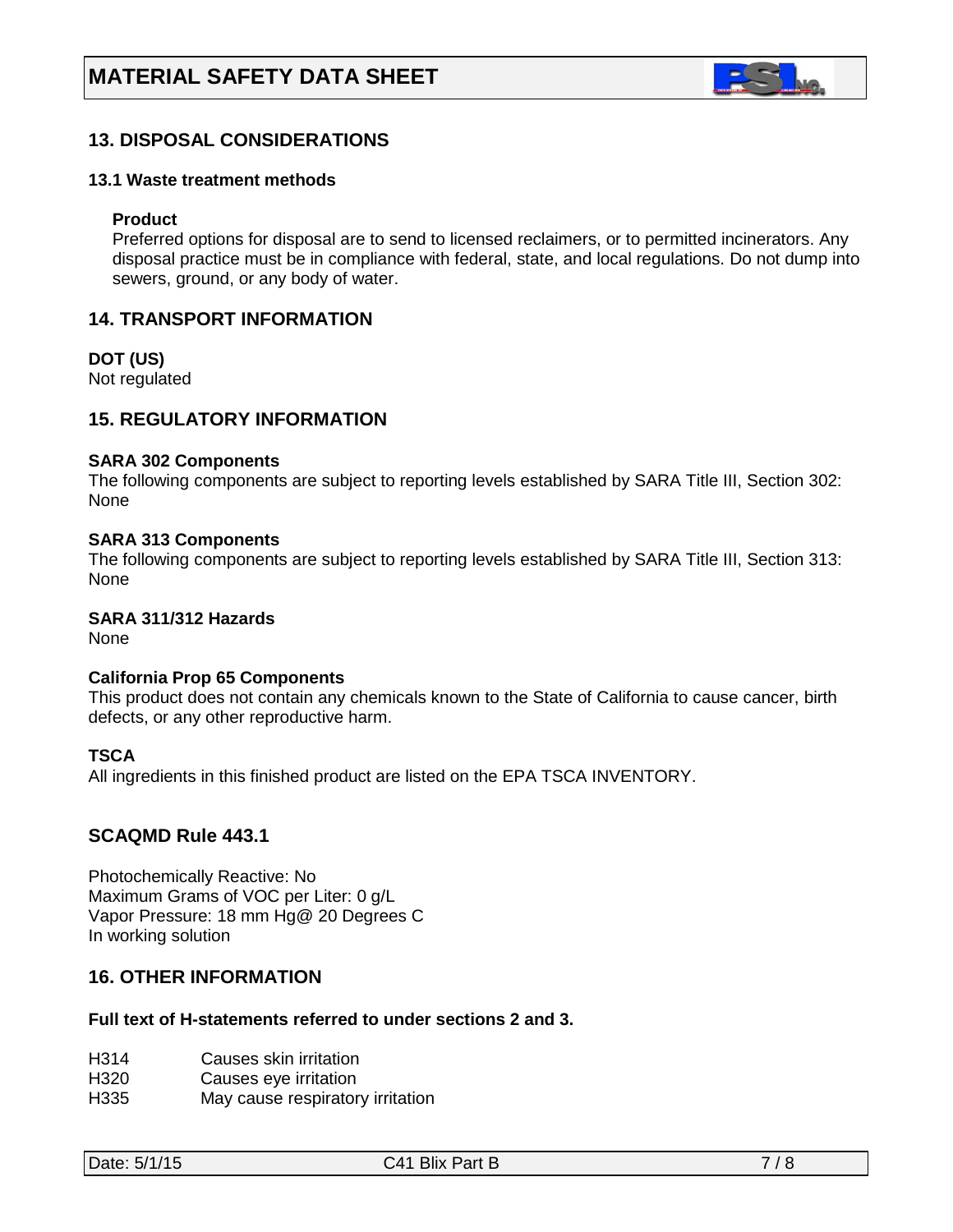# MATERIAL SAFETY DATA SHEET

## 13. DISPOSAL CONSIDERATIONS

### 13.1 Waste treatment methods

**Product**

Preferred options for disposal are to send to licensed reclaimers, or to permitted incinerators. Any disposal practice must be in compliance with federal, state, and local regulations. Do not dump into sewers, ground, or any body of water.

## 14. TRANSPORT INFORMATION

**DOT (US)**

Not regulated

## 15. REGULATORY INFORMATION

**SARA 302 Components**

The following components are subject to reporting levels established by SARA Title III, Section 302: None

**SARA 313 Components**

The following components are subject to reporting levels established by SARA Title III, Section 313: None

**SARA 311/312 Hazards**

None

**California Prop 65 Components**

This product does not contain any chemicals known to the State of California to cause cancer, birth defects, or any other reproductive harm.

**TSCA**

All ingredients in this finished product are listed on the EPA TSCA INVENTORY.

## SCAQMD Rule 443.1

Photochemically Reactive: No
Maximum Grams of VOC per Liter: 0 g/L
Vapor Pressure: 18 mm Hg@ 20 Degrees C
In working solution

## 16. OTHER INFORMATION

**Full text of H-statements referred to under sections 2 and 3.**

| | |
|---|---|
| H314 | Causes skin irritation |
| H320 | Causes eye irritation |
| H335 | May cause respiratory irritation |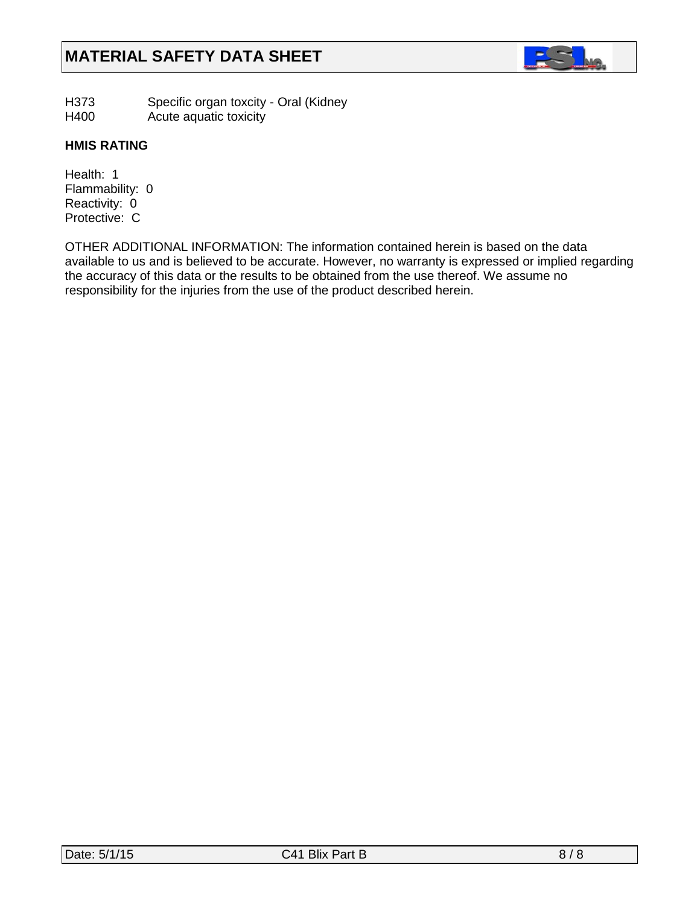H373 Specific organ toxcity - Oral (Kidney
H400 Acute aquatic toxicity

**HMIS RATING**

Health: 1
Flammability: 0
Reactivity: 0
Protective: C

OTHER ADDITIONAL INFORMATION: The information contained herein is based on the data available to us and is believed to be accurate. However, no warranty is expressed or implied regarding the accuracy of this data or the results to be obtained from the use thereof. We assume no responsibility for the injuries from the use of the product described herein.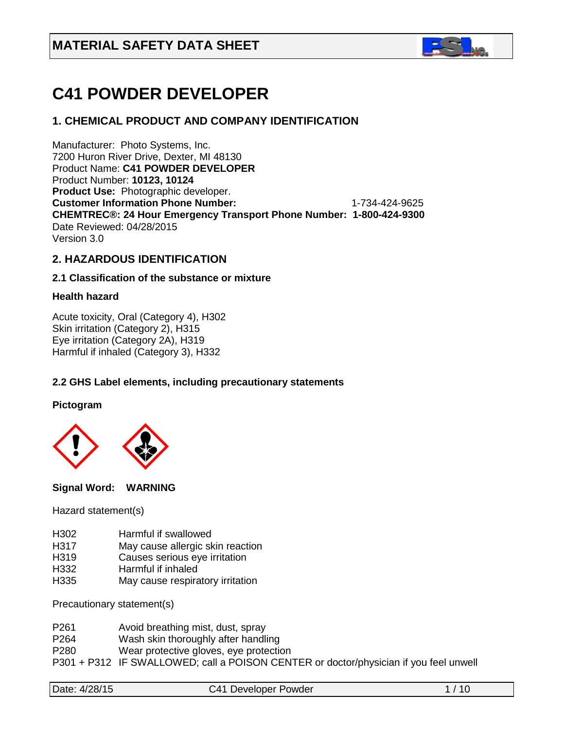# MATERIAL SAFETY DATA SHEET

# C41 POWDER DEVELOPER

## 1. CHEMICAL PRODUCT AND COMPANY IDENTIFICATION

Manufacturer: Photo Systems, Inc.
7200 Huron River Drive, Dexter, MI 48130
Product Name: **C41 POWDER DEVELOPER**
Product Number: **10123, 10124**
**Product Use:** Photographic developer.
**Customer Information Phone Number:** 1-734-424-9625
**CHEMTREC®: 24 Hour Emergency Transport Phone Number: 1-800-424-9300**
Date Reviewed: 04/28/2015
Version 3.0

## 2. HAZARDOUS IDENTIFICATION

### 2.1 Classification of the substance or mixture

**Health hazard**

Acute toxicity, Oral (Category 4), H302
Skin irritation (Category 2), H315
Eye irritation (Category 2A), H319
Harmful if inhaled (Category 3), H332

### 2.2 GHS Label elements, including precautionary statements

**Pictogram**

**Signal Word: WARNING**

Hazard statement(s)

| | |
|---|---|
| H302 | Harmful if swallowed |
| H317 | May cause allergic skin reaction |
| H319 | Causes serious eye irritation |
| H332 | Harmful if inhaled |
| H335 | May cause respiratory irritation |

Precautionary statement(s)

| | |
|---|---|
| P261 | Avoid breathing mist, dust, spray |
| P264 | Wash skin thoroughly after handling |
| P280 | Wear protective gloves, eye protection |
| P301 + P312 | IF SWALLOWED; call a POISON CENTER or doctor/physician if you feel unwell |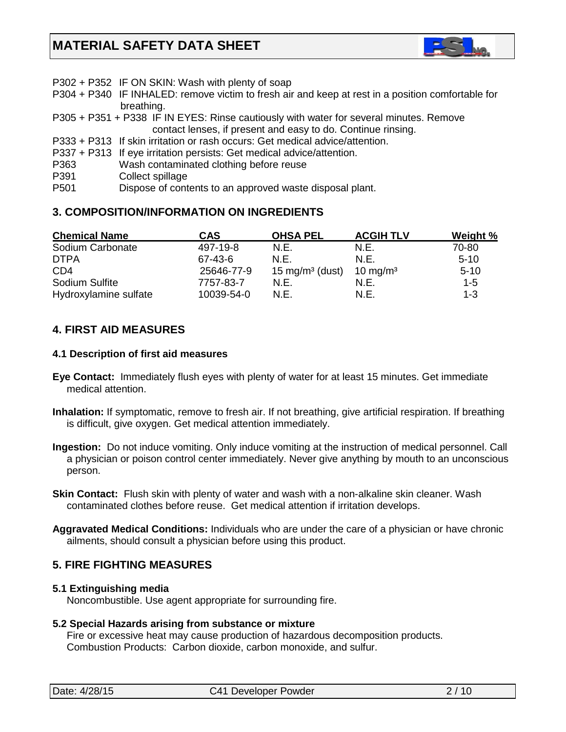P302 + P352 IF ON SKIN: Wash with plenty of soap

P304 + P340 IF INHALED: remove victim to fresh air and keep at rest in a position comfortable for breathing.

P305 + P351 + P338 IF IN EYES: Rinse cautiously with water for several minutes. Remove contact lenses, if present and easy to do. Continue rinsing.

P333 + P313 If skin irritation or rash occurs: Get medical advice/attention.

P337 + P313 If eye irritation persists: Get medical advice/attention.

P363 Wash contaminated clothing before reuse

P391 Collect spillage

P501 Dispose of contents to an approved waste disposal plant.

## 3. COMPOSITION/INFORMATION ON INGREDIENTS

| Chemical Name | CAS | OHSA PEL | ACGIH TLV | Weight % |
|---|---|---|---|---|
| Sodium Carbonate | 497-19-8 | N.E. | N.E. | 70-80 |
| DTPA | 67-43-6 | N.E. | N.E. | 5-10 |
| CD4 | 25646-77-9 | 15 mg/m³ (dust) | 10 mg/m³ | 5-10 |
| Sodium Sulfite | 7757-83-7 | N.E. | N.E. | 1-5 |
| Hydroxylamine sulfate | 10039-54-0 | N.E. | N.E. | 1-3 |

## 4. FIRST AID MEASURES

### 4.1 Description of first aid measures

**Eye Contact:** Immediately flush eyes with plenty of water for at least 15 minutes. Get immediate medical attention.

**Inhalation:** If symptomatic, remove to fresh air. If not breathing, give artificial respiration. If breathing is difficult, give oxygen. Get medical attention immediately.

**Ingestion:** Do not induce vomiting. Only induce vomiting at the instruction of medical personnel. Call a physician or poison control center immediately. Never give anything by mouth to an unconscious person.

**Skin Contact:** Flush skin with plenty of water and wash with a non-alkaline skin cleaner. Wash contaminated clothes before reuse. Get medical attention if irritation develops.

**Aggravated Medical Conditions:** Individuals who are under the care of a physician or have chronic ailments, should consult a physician before using this product.

## 5. FIRE FIGHTING MEASURES

### 5.1 Extinguishing media

Noncombustible. Use agent appropriate for surrounding fire.

### 5.2 Special Hazards arising from substance or mixture

Fire or excessive heat may cause production of hazardous decomposition products.
Combustion Products: Carbon dioxide, carbon monoxide, and sulfur.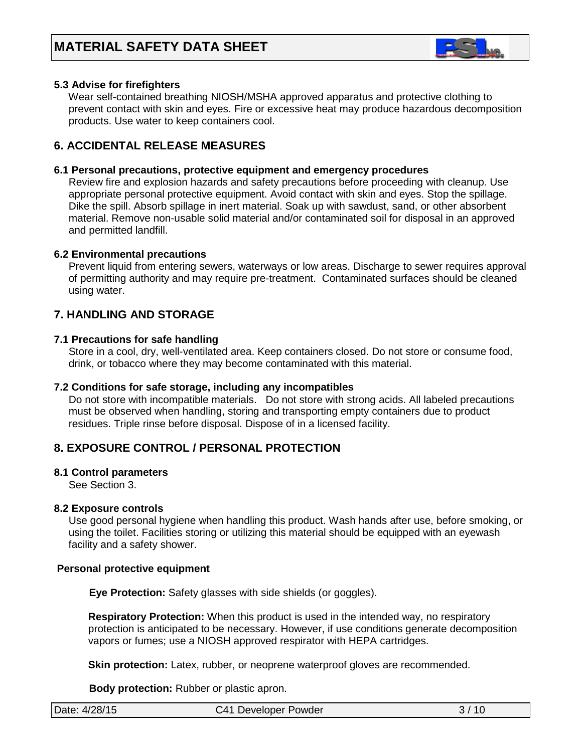### 5.3 Advise for firefighters

Wear self-contained breathing NIOSH/MSHA approved apparatus and protective clothing to prevent contact with skin and eyes. Fire or excessive heat may produce hazardous decomposition products. Use water to keep containers cool.

## 6. ACCIDENTAL RELEASE MEASURES

### 6.1 Personal precautions, protective equipment and emergency procedures

Review fire and explosion hazards and safety precautions before proceeding with cleanup. Use appropriate personal protective equipment. Avoid contact with skin and eyes. Stop the spillage. Dike the spill. Absorb spillage in inert material. Soak up with sawdust, sand, or other absorbent material. Remove non-usable solid material and/or contaminated soil for disposal in an approved and permitted landfill.

### 6.2 Environmental precautions

Prevent liquid from entering sewers, waterways or low areas. Discharge to sewer requires approval of permitting authority and may require pre-treatment. Contaminated surfaces should be cleaned using water.

## 7. HANDLING AND STORAGE

### 7.1 Precautions for safe handling

Store in a cool, dry, well-ventilated area. Keep containers closed. Do not store or consume food, drink, or tobacco where they may become contaminated with this material.

### 7.2 Conditions for safe storage, including any incompatibles

Do not store with incompatible materials. Do not store with strong acids. All labeled precautions must be observed when handling, storing and transporting empty containers due to product residues. Triple rinse before disposal. Dispose of in a licensed facility.

## 8. EXPOSURE CONTROL / PERSONAL PROTECTION

### 8.1 Control parameters

See Section 3.

### 8.2 Exposure controls

Use good personal hygiene when handling this product. Wash hands after use, before smoking, or using the toilet. Facilities storing or utilizing this material should be equipped with an eyewash facility and a safety shower.

**Personal protective equipment**

**Eye Protection:** Safety glasses with side shields (or goggles).

**Respiratory Protection:** When this product is used in the intended way, no respiratory protection is anticipated to be necessary. However, if use conditions generate decomposition vapors or fumes; use a NIOSH approved respirator with HEPA cartridges.

**Skin protection:** Latex, rubber, or neoprene waterproof gloves are recommended.

**Body protection:** Rubber or plastic apron.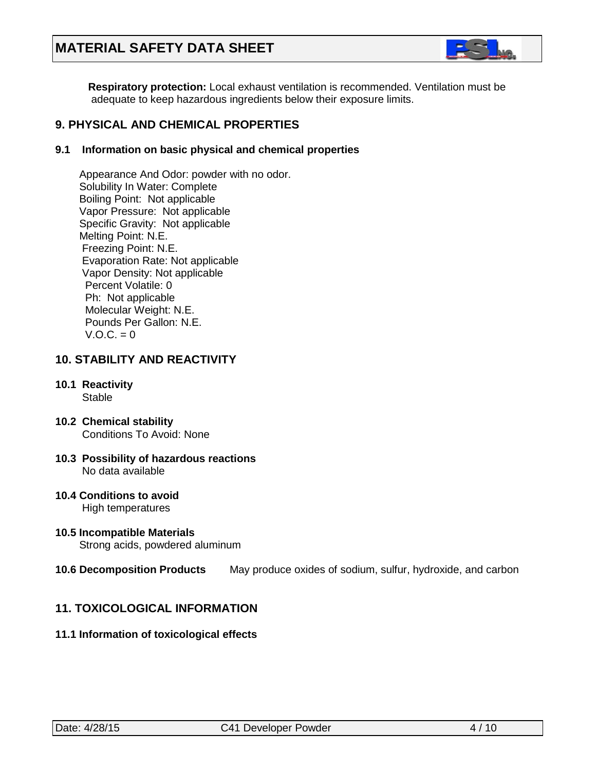**Respiratory protection:** Local exhaust ventilation is recommended. Ventilation must be adequate to keep hazardous ingredients below their exposure limits.

## 9. PHYSICAL AND CHEMICAL PROPERTIES

### 9.1 Information on basic physical and chemical properties

Appearance And Odor: powder with no odor.
Solubility In Water: Complete
Boiling Point: Not applicable
Vapor Pressure: Not applicable
Specific Gravity: Not applicable
Melting Point: N.E.
Freezing Point: N.E.
Evaporation Rate: Not applicable
Vapor Density: Not applicable
Percent Volatile: 0
Ph: Not applicable
Molecular Weight: N.E.
Pounds Per Gallon: N.E.
V.O.C. = 0

## 10. STABILITY AND REACTIVITY

**10.1 Reactivity**
Stable

**10.2 Chemical stability**
Conditions To Avoid: None

**10.3 Possibility of hazardous reactions**
No data available

**10.4 Conditions to avoid**
High temperatures

**10.5 Incompatible Materials**
Strong acids, powdered aluminum

**10.6 Decomposition Products** May produce oxides of sodium, sulfur, hydroxide, and carbon

## 11. TOXICOLOGICAL INFORMATION

**11.1 Information of toxicological effects**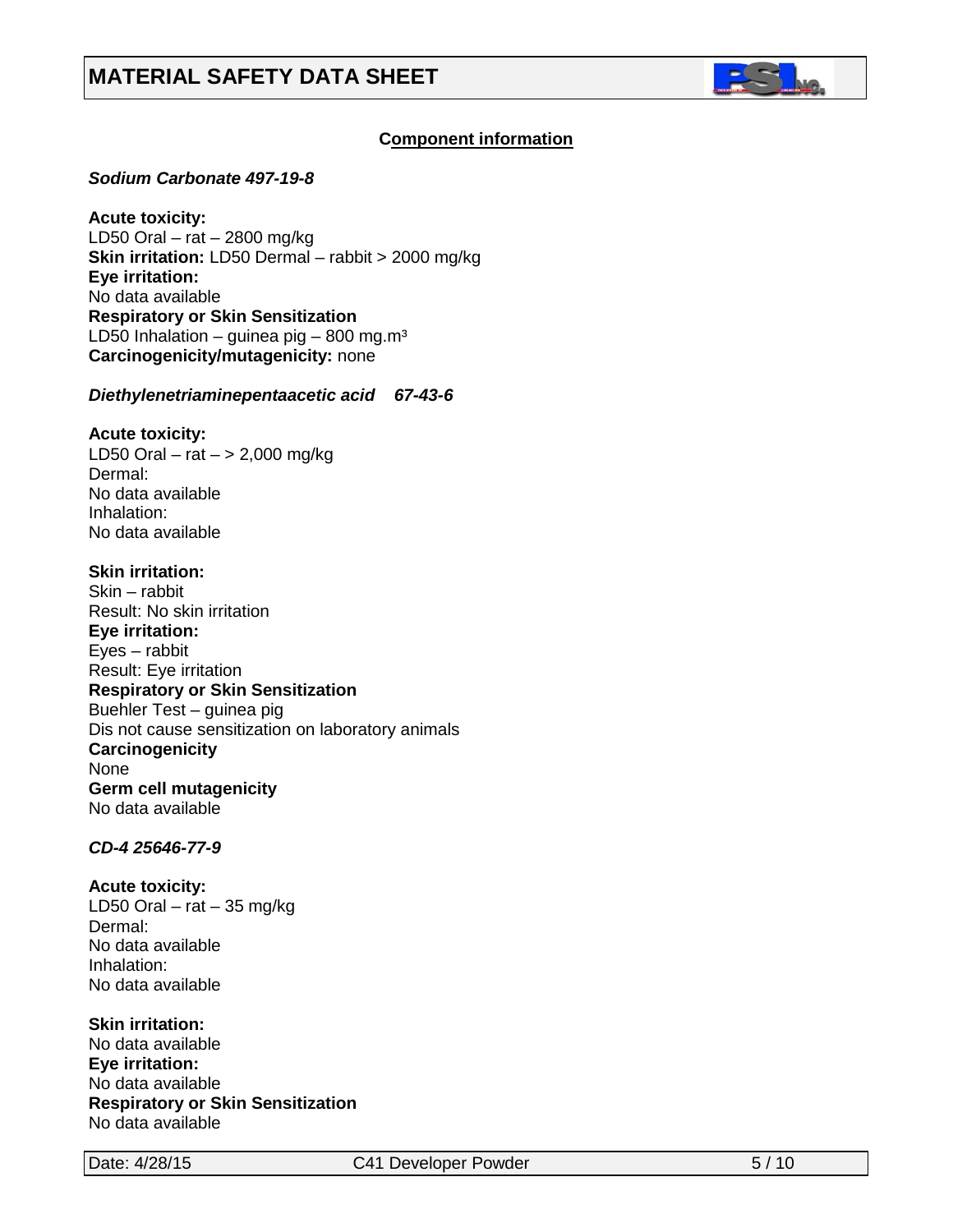# MATERIAL SAFETY DATA SHEET

## Component information

***Sodium Carbonate 497-19-8***

**Acute toxicity:**
LD50 Oral – rat – 2800 mg/kg
**Skin irritation:** LD50 Dermal – rabbit > 2000 mg/kg
**Eye irritation:**
No data available
**Respiratory or Skin Sensitization**
LD50 Inhalation – guinea pig – 800 mg.m³
**Carcinogenicity/mutagenicity:** none

***Diethylenetriaminepentaacetic acid 67-43-6***

**Acute toxicity:**
LD50 Oral – rat – > 2,000 mg/kg
Dermal:
No data available
Inhalation:
No data available

**Skin irritation:**
Skin – rabbit
Result: No skin irritation
**Eye irritation:**
Eyes – rabbit
Result: Eye irritation
**Respiratory or Skin Sensitization**
Buehler Test – guinea pig
Dis not cause sensitization on laboratory animals
**Carcinogenicity**
None
**Germ cell mutagenicity**
No data available

***CD-4 25646-77-9***

**Acute toxicity:**
LD50 Oral – rat – 35 mg/kg
Dermal:
No data available
Inhalation:
No data available

**Skin irritation:**
No data available
**Eye irritation:**
No data available
**Respiratory or Skin Sensitization**
No data available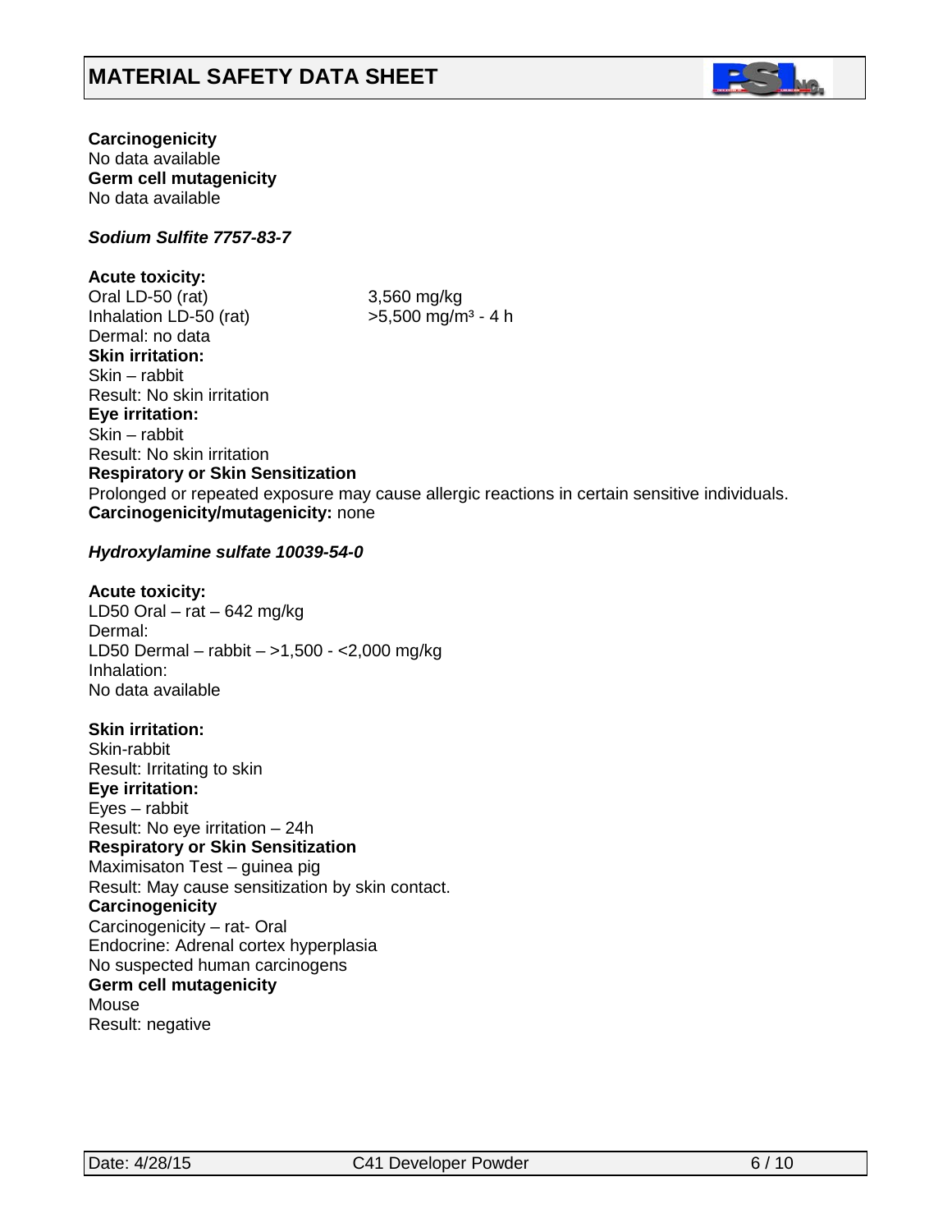**Carcinogenicity**
No data available
**Germ cell mutagenicity**
No data available

***Sodium Sulfite 7757-83-7***

**Acute toxicity:**
Oral LD-50 (rat) 3,560 mg/kg
Inhalation LD-50 (rat) >5,500 mg/m³ - 4 h
Dermal: no data
**Skin irritation:**
Skin – rabbit
Result: No skin irritation
**Eye irritation:**
Skin – rabbit
Result: No skin irritation
**Respiratory or Skin Sensitization**
Prolonged or repeated exposure may cause allergic reactions in certain sensitive individuals.
**Carcinogenicity/mutagenicity:** none

***Hydroxylamine sulfate 10039-54-0***

**Acute toxicity:**
LD50 Oral – rat – 642 mg/kg
Dermal:
LD50 Dermal – rabbit – >1,500 - <2,000 mg/kg
Inhalation:
No data available

**Skin irritation:**
Skin-rabbit
Result: Irritating to skin
**Eye irritation:**
Eyes – rabbit
Result: No eye irritation – 24h
**Respiratory or Skin Sensitization**
Maximisaton Test – guinea pig
Result: May cause sensitization by skin contact.
**Carcinogenicity**
Carcinogenicity – rat- Oral
Endocrine: Adrenal cortex hyperplasia
No suspected human carcinogens
**Germ cell mutagenicity**
Mouse
Result: negative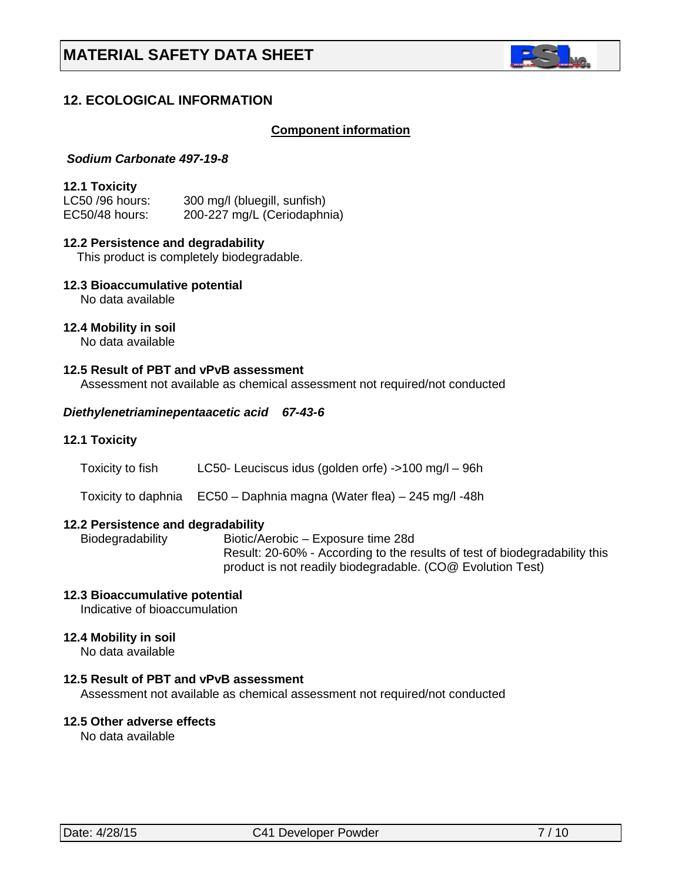# MATERIAL SAFETY DATA SHEET

## 12. ECOLOGICAL INFORMATION

**Component information**

***Sodium Carbonate 497-19-8***

**12.1 Toxicity**

LC50 /96 hours: 300 mg/l (bluegill, sunfish)
EC50/48 hours: 200-227 mg/L (Ceriodaphnia)

**12.2 Persistence and degradability**

This product is completely biodegradable.

**12.3 Bioaccumulative potential**

No data available

**12.4 Mobility in soil**

No data available

**12.5 Result of PBT and vPvB assessment**

Assessment not available as chemical assessment not required/not conducted

***Diethylenetriaminepentaacetic acid 67-43-6***

**12.1 Toxicity**

Toxicity to fish LC50- Leuciscus idus (golden orfe) ->100 mg/l – 96h

Toxicity to daphnia EC50 – Daphnia magna (Water flea) – 245 mg/l -48h

**12.2 Persistence and degradability**

Biodegradability Biotic/Aerobic – Exposure time 28d
Result: 20-60% - According to the results of test of biodegradability this product is not readily biodegradable. (CO@ Evolution Test)

**12.3 Bioaccumulative potential**

Indicative of bioaccumulation

**12.4 Mobility in soil**

No data available

**12.5 Result of PBT and vPvB assessment**

Assessment not available as chemical assessment not required/not conducted

**12.5 Other adverse effects**

No data available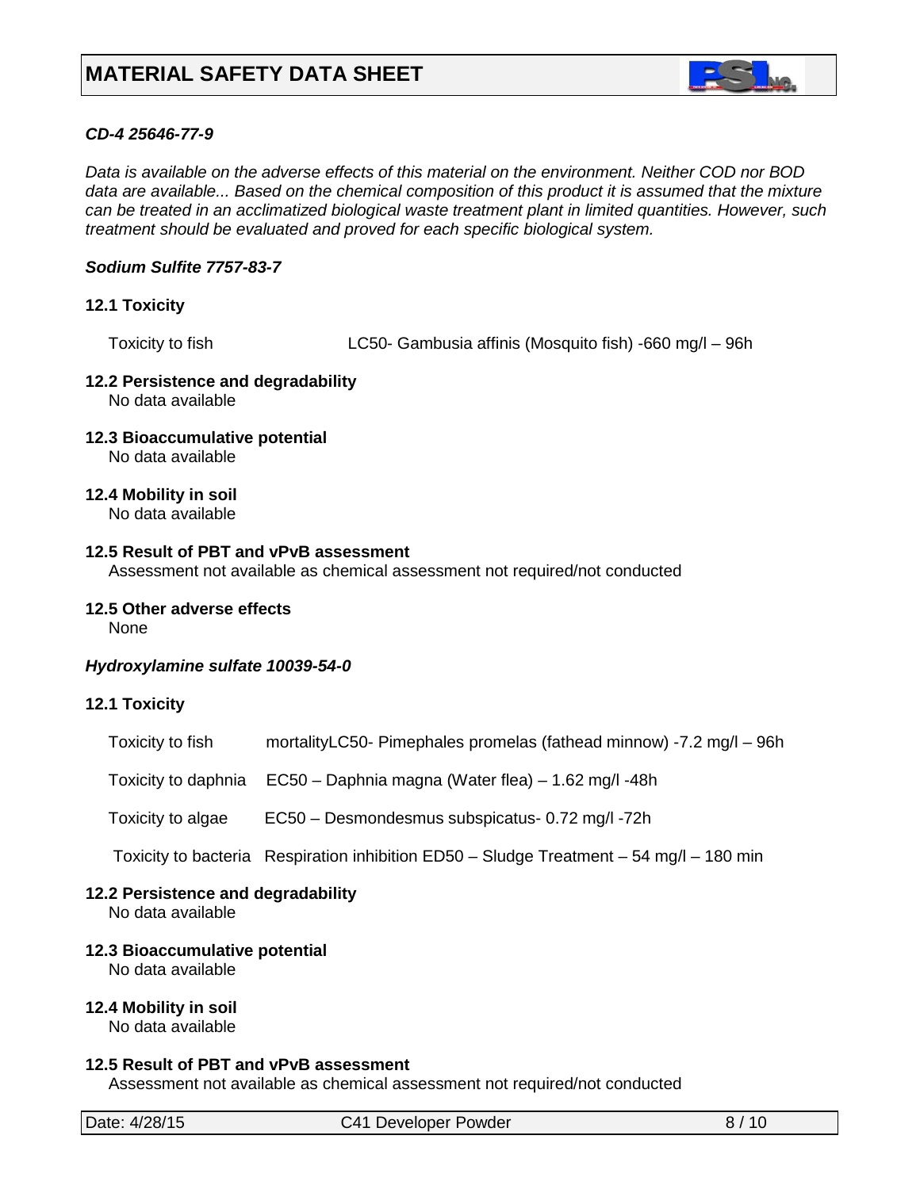***CD-4 25646-77-9***

*Data is available on the adverse effects of this material on the environment. Neither COD nor BOD data are available... Based on the chemical composition of this product it is assumed that the mixture can be treated in an acclimatized biological waste treatment plant in limited quantities. However, such treatment should be evaluated and proved for each specific biological system.*

***Sodium Sulfite 7757-83-7***

**12.1 Toxicity**

| | |
|---|---|
| Toxicity to fish | LC50- Gambusia affinis (Mosquito fish) -660 mg/l – 96h |

**12.2 Persistence and degradability**
No data available

**12.3 Bioaccumulative potential**
No data available

**12.4 Mobility in soil**
No data available

**12.5 Result of PBT and vPvB assessment**
Assessment not available as chemical assessment not required/not conducted

**12.5 Other adverse effects**
None

***Hydroxylamine sulfate 10039-54-0***

**12.1 Toxicity**

| | |
|---|---|
| Toxicity to fish | mortalityLC50- Pimephales promelas (fathead minnow) -7.2 mg/l – 96h |
| Toxicity to daphnia | EC50 – Daphnia magna (Water flea) – 1.62 mg/l -48h |
| Toxicity to algae | EC50 – Desmondesmus subspicatus- 0.72 mg/l -72h |
| Toxicity to bacteria | Respiration inhibition ED50 – Sludge Treatment – 54 mg/l – 180 min |

**12.2 Persistence and degradability**
No data available

**12.3 Bioaccumulative potential**
No data available

**12.4 Mobility in soil**
No data available

**12.5 Result of PBT and vPvB assessment**
Assessment not available as chemical assessment not required/not conducted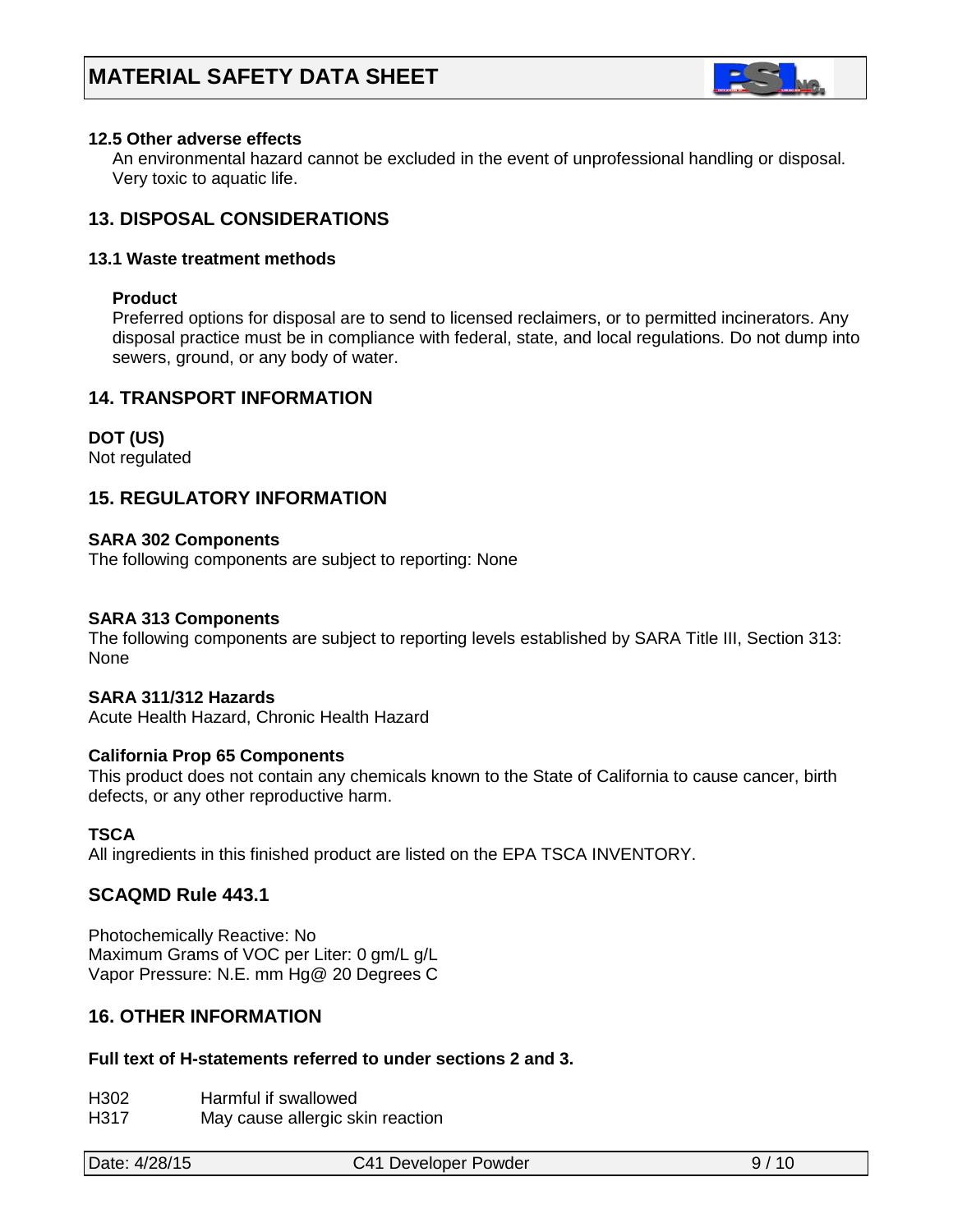#### 12.5 Other adverse effects

An environmental hazard cannot be excluded in the event of unprofessional handling or disposal. Very toxic to aquatic life.

## 13. DISPOSAL CONSIDERATIONS

#### 13.1 Waste treatment methods

**Product**

Preferred options for disposal are to send to licensed reclaimers, or to permitted incinerators. Any disposal practice must be in compliance with federal, state, and local regulations. Do not dump into sewers, ground, or any body of water.

## 14. TRANSPORT INFORMATION

**DOT (US)**

Not regulated

## 15. REGULATORY INFORMATION

**SARA 302 Components**

The following components are subject to reporting: None

**SARA 313 Components**

The following components are subject to reporting levels established by SARA Title III, Section 313: None

**SARA 311/312 Hazards**

Acute Health Hazard, Chronic Health Hazard

**California Prop 65 Components**

This product does not contain any chemicals known to the State of California to cause cancer, birth defects, or any other reproductive harm.

**TSCA**

All ingredients in this finished product are listed on the EPA TSCA INVENTORY.

### SCAQMD Rule 443.1

Photochemically Reactive: No
Maximum Grams of VOC per Liter: 0 gm/L g/L
Vapor Pressure: N.E. mm Hg@ 20 Degrees C

## 16. OTHER INFORMATION

**Full text of H-statements referred to under sections 2 and 3.**

| | |
|---|---|
| H302 | Harmful if swallowed |
| H317 | May cause allergic skin reaction |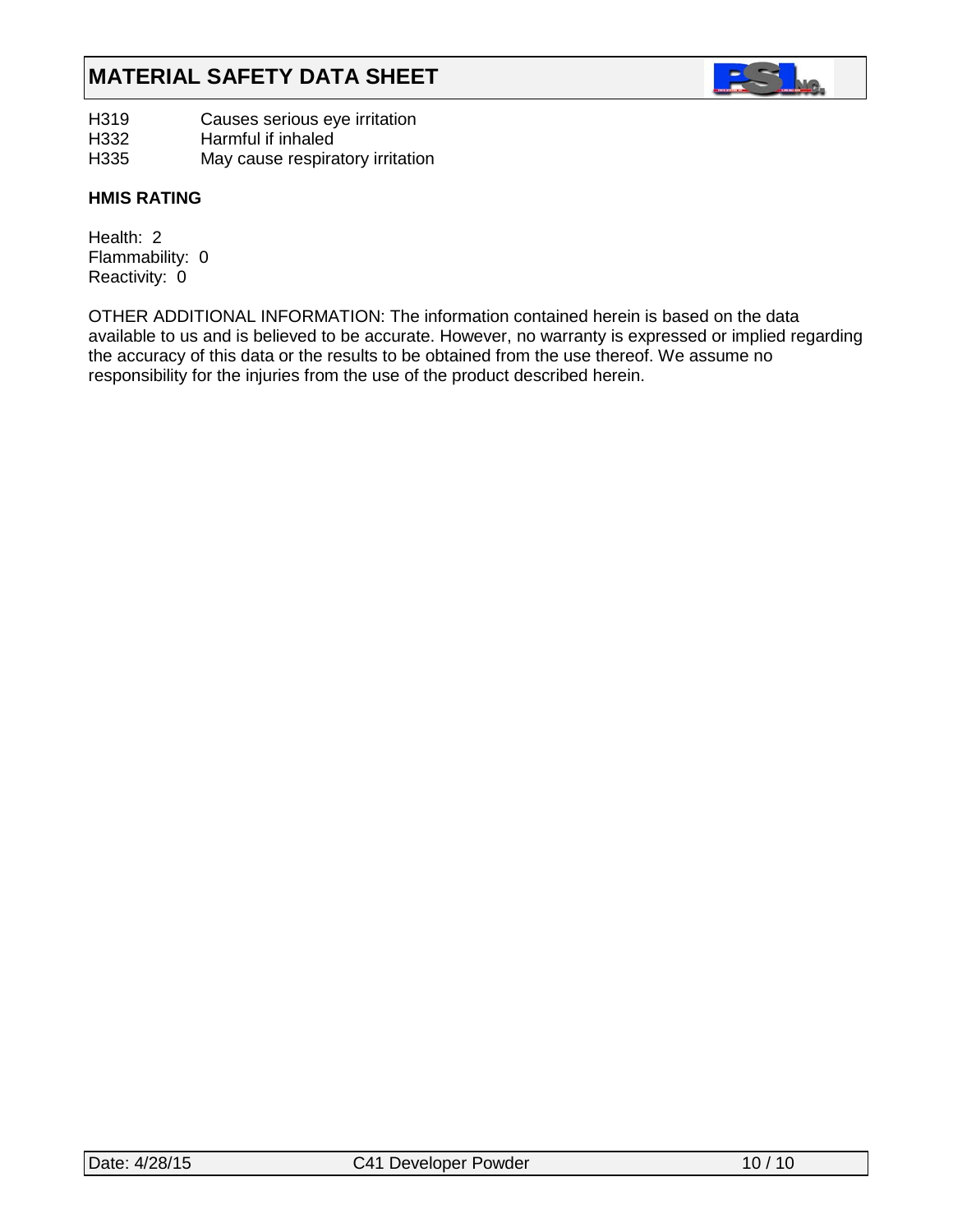H319 Causes serious eye irritation
H332 Harmful if inhaled
H335 May cause respiratory irritation

**HMIS RATING**

Health: 2
Flammability: 0
Reactivity: 0

OTHER ADDITIONAL INFORMATION: The information contained herein is based on the data available to us and is believed to be accurate. However, no warranty is expressed or implied regarding the accuracy of this data or the results to be obtained from the use thereof. We assume no responsibility for the injuries from the use of the product described herein.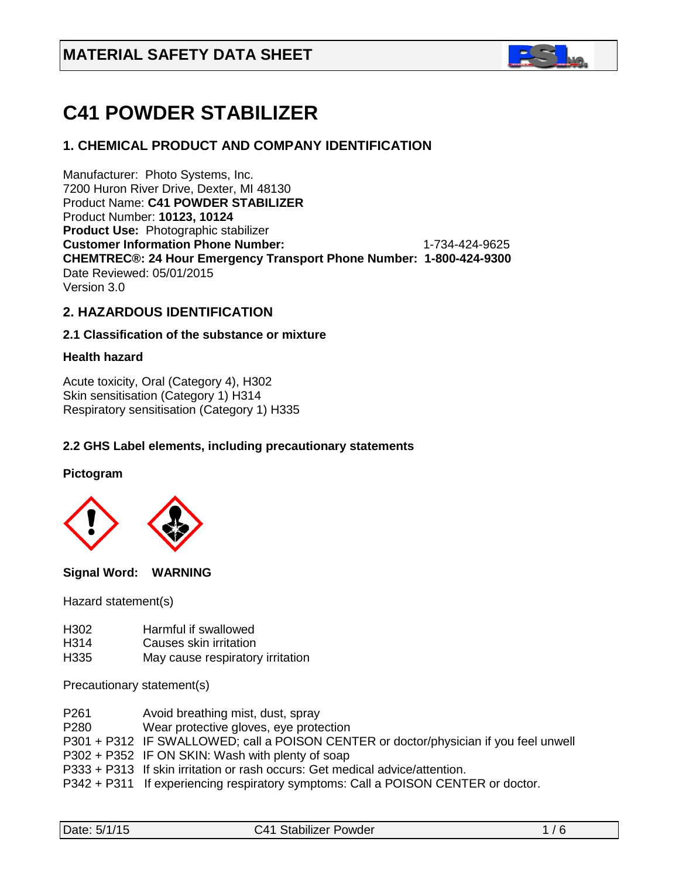## MATERIAL SAFETY DATA SHEET

# C41 POWDER STABILIZER

## 1. CHEMICAL PRODUCT AND COMPANY IDENTIFICATION

Manufacturer: Photo Systems, Inc.
7200 Huron River Drive, Dexter, MI 48130
Product Name: **C41 POWDER STABILIZER**
Product Number: **10123, 10124**
**Product Use:** Photographic stabilizer
**Customer Information Phone Number:** 1-734-424-9625
**CHEMTREC®: 24 Hour Emergency Transport Phone Number: 1-800-424-9300**
Date Reviewed: 05/01/2015
Version 3.0

## 2. HAZARDOUS IDENTIFICATION

### 2.1 Classification of the substance or mixture

**Health hazard**

Acute toxicity, Oral (Category 4), H302
Skin sensitisation (Category 1) H314
Respiratory sensitisation (Category 1) H335

### 2.2 GHS Label elements, including precautionary statements

**Pictogram**

**Signal Word: WARNING**

Hazard statement(s)

| | |
|---|---|
| H302 | Harmful if swallowed |
| H314 | Causes skin irritation |
| H335 | May cause respiratory irritation |

Precautionary statement(s)

| | |
|---|---|
| P261 | Avoid breathing mist, dust, spray |
| P280 | Wear protective gloves, eye protection |
| P301 + P312 | IF SWALLOWED; call a POISON CENTER or doctor/physician if you feel unwell |
| P302 + P352 | IF ON SKIN: Wash with plenty of soap |
| P333 + P313 | If skin irritation or rash occurs: Get medical advice/attention. |
| P342 + P311 | If experiencing respiratory symptoms: Call a POISON CENTER or doctor. |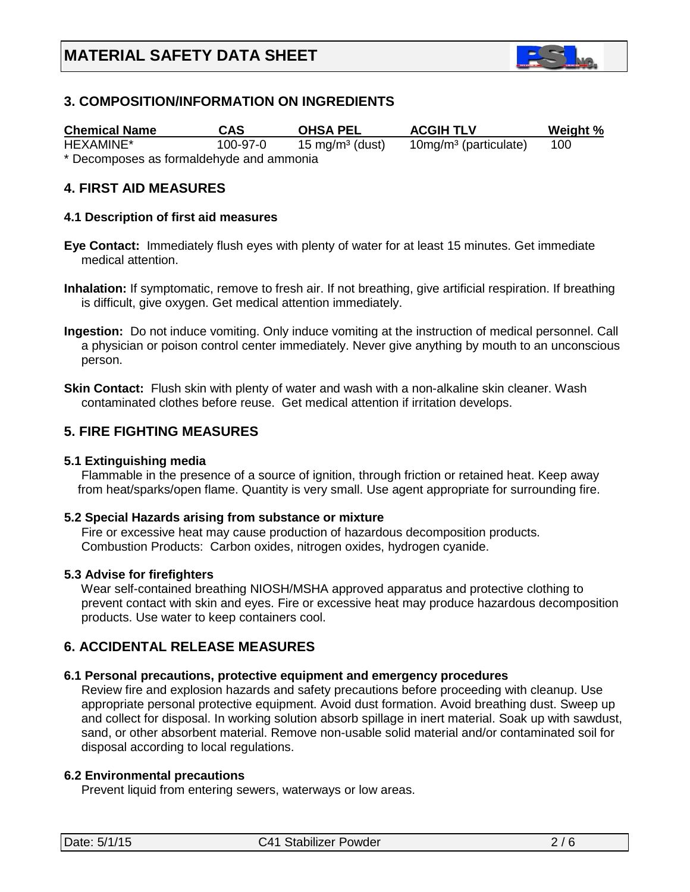# MATERIAL SAFETY DATA SHEET

## 3. COMPOSITION/INFORMATION ON INGREDIENTS

| Chemical Name | CAS | OHSA PEL | ACGIH TLV | Weight % |
|---|---|---|---|---|
| HEXAMINE* | 100-97-0 | 15 mg/m$^3$ (dust) | 10mg/m$^3$ (particulate) | 100 |

* Decomposes as formaldehyde and ammonia

## 4. FIRST AID MEASURES

### 4.1 Description of first aid measures

**Eye Contact:** Immediately flush eyes with plenty of water for at least 15 minutes. Get immediate medical attention.

**Inhalation:** If symptomatic, remove to fresh air. If not breathing, give artificial respiration. If breathing is difficult, give oxygen. Get medical attention immediately.

**Ingestion:** Do not induce vomiting. Only induce vomiting at the instruction of medical personnel. Call a physician or poison control center immediately. Never give anything by mouth to an unconscious person.

**Skin Contact:** Flush skin with plenty of water and wash with a non-alkaline skin cleaner. Wash contaminated clothes before reuse. Get medical attention if irritation develops.

## 5. FIRE FIGHTING MEASURES

### 5.1 Extinguishing media

Flammable in the presence of a source of ignition, through friction or retained heat. Keep away from heat/sparks/open flame. Quantity is very small. Use agent appropriate for surrounding fire.

### 5.2 Special Hazards arising from substance or mixture

Fire or excessive heat may cause production of hazardous decomposition products. Combustion Products: Carbon oxides, nitrogen oxides, hydrogen cyanide.

### 5.3 Advise for firefighters

Wear self-contained breathing NIOSH/MSHA approved apparatus and protective clothing to prevent contact with skin and eyes. Fire or excessive heat may produce hazardous decomposition products. Use water to keep containers cool.

## 6. ACCIDENTAL RELEASE MEASURES

### 6.1 Personal precautions, protective equipment and emergency procedures

Review fire and explosion hazards and safety precautions before proceeding with cleanup. Use appropriate personal protective equipment. Avoid dust formation. Avoid breathing dust. Sweep up and collect for disposal. In working solution absorb spillage in inert material. Soak up with sawdust, sand, or other absorbent material. Remove non-usable solid material and/or contaminated soil for disposal according to local regulations.

### 6.2 Environmental precautions

Prevent liquid from entering sewers, waterways or low areas.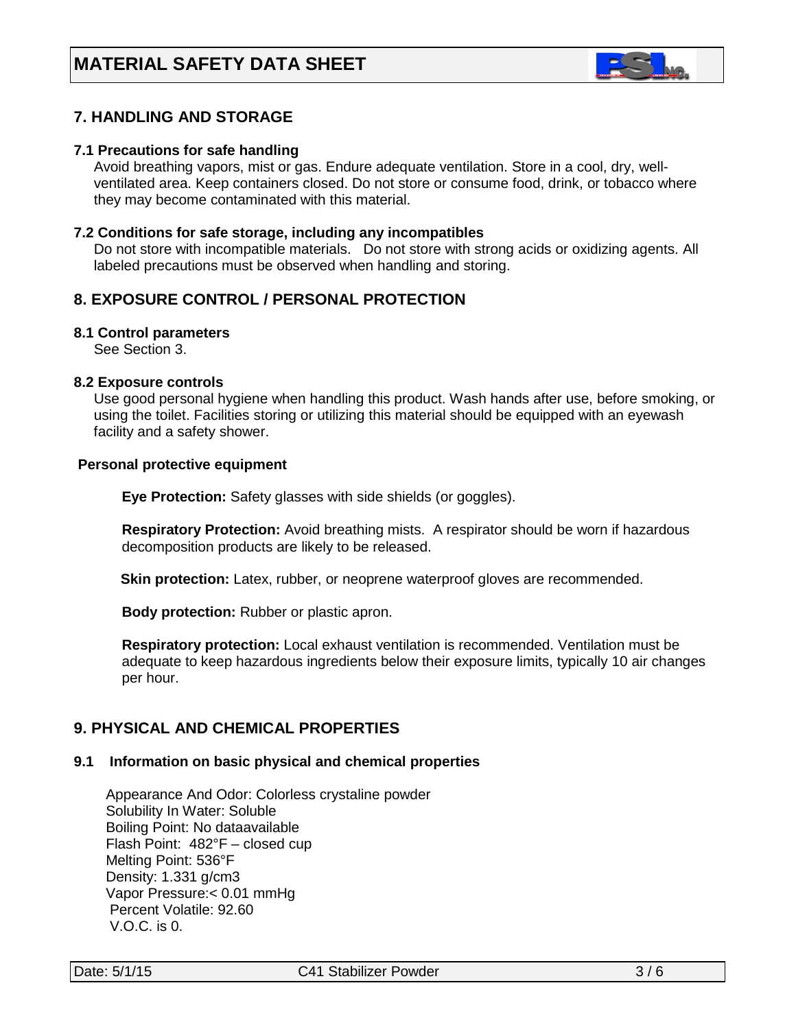# MATERIAL SAFETY DATA SHEET

## 7. HANDLING AND STORAGE

### 7.1 Precautions for safe handling

Avoid breathing vapors, mist or gas. Endure adequate ventilation. Store in a cool, dry, well-ventilated area. Keep containers closed. Do not store or consume food, drink, or tobacco where they may become contaminated with this material.

### 7.2 Conditions for safe storage, including any incompatibles

Do not store with incompatible materials. Do not store with strong acids or oxidizing agents. All labeled precautions must be observed when handling and storing.

## 8. EXPOSURE CONTROL / PERSONAL PROTECTION

### 8.1 Control parameters

See Section 3.

### 8.2 Exposure controls

Use good personal hygiene when handling this product. Wash hands after use, before smoking, or using the toilet. Facilities storing or utilizing this material should be equipped with an eyewash facility and a safety shower.

**Personal protective equipment**

**Eye Protection:** Safety glasses with side shields (or goggles).

**Respiratory Protection:** Avoid breathing mists. A respirator should be worn if hazardous decomposition products are likely to be released.

**Skin protection:** Latex, rubber, or neoprene waterproof gloves are recommended.

**Body protection:** Rubber or plastic apron.

**Respiratory protection:** Local exhaust ventilation is recommended. Ventilation must be adequate to keep hazardous ingredients below their exposure limits, typically 10 air changes per hour.

## 9. PHYSICAL AND CHEMICAL PROPERTIES

### 9.1 Information on basic physical and chemical properties

Appearance And Odor: Colorless crystaline powder
Solubility In Water: Soluble
Boiling Point: No dataavailable
Flash Point: 482°F – closed cup
Melting Point: 536°F
Density: 1.331 g/cm3
Vapor Pressure:< 0.01 mmHg
Percent Volatile: 92.60
V.O.C. is 0.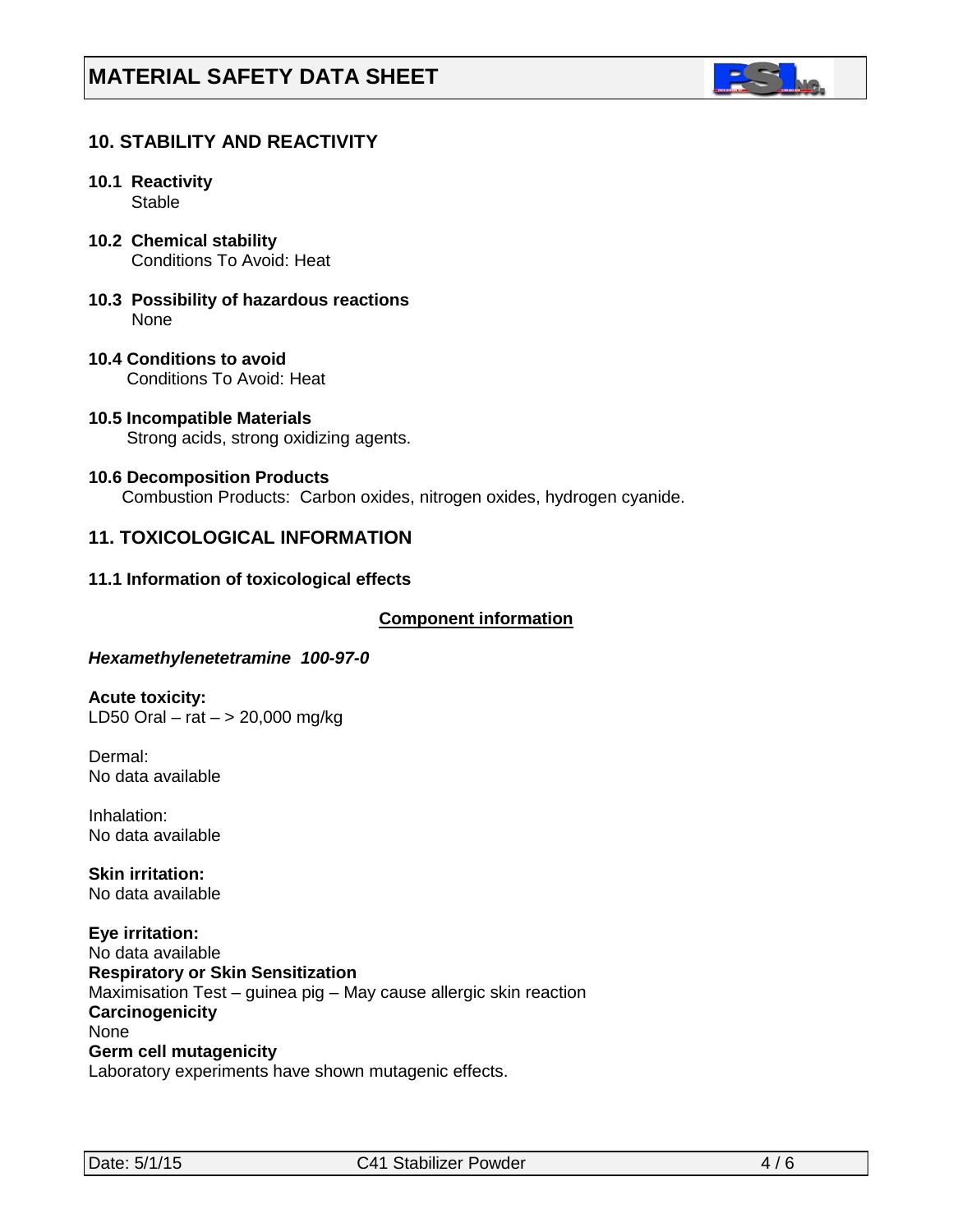# MATERIAL SAFETY DATA SHEET

## 10. STABILITY AND REACTIVITY

**10.1 Reactivity**
Stable

**10.2 Chemical stability**
Conditions To Avoid: Heat

**10.3 Possibility of hazardous reactions**
None

**10.4 Conditions to avoid**
Conditions To Avoid: Heat

**10.5 Incompatible Materials**
Strong acids, strong oxidizing agents.

**10.6 Decomposition Products**
Combustion Products: Carbon oxides, nitrogen oxides, hydrogen cyanide.

## 11. TOXICOLOGICAL INFORMATION

**11.1 Information of toxicological effects**

**Component information**

***Hexamethylenetetramine 100-97-0***

**Acute toxicity:**
LD50 Oral – rat – > 20,000 mg/kg

Dermal:
No data available

Inhalation:
No data available

**Skin irritation:**
No data available

**Eye irritation:**
No data available

**Respiratory or Skin Sensitization**
Maximisation Test – guinea pig – May cause allergic skin reaction

**Carcinogenicity**
None

**Germ cell mutagenicity**
Laboratory experiments have shown mutagenic effects.

Date: 5/1/15 C41 Stabilizer Powder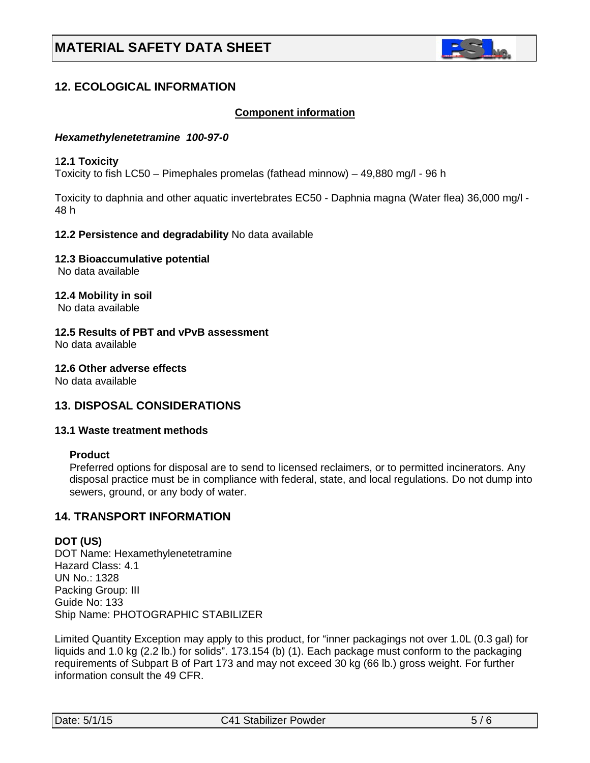# MATERIAL SAFETY DATA SHEET

## 12. ECOLOGICAL INFORMATION

**Component information**

***Hexamethylenetetramine 100-97-0***

**12.1 Toxicity**

Toxicity to fish LC50 – Pimephales promelas (fathead minnow) – 49,880 mg/l - 96 h

Toxicity to daphnia and other aquatic invertebrates EC50 - Daphnia magna (Water flea) 36,000 mg/l - 48 h

**12.2 Persistence and degradability** No data available

**12.3 Bioaccumulative potential**
No data available

**12.4 Mobility in soil**
No data available

**12.5 Results of PBT and vPvB assessment**
No data available

**12.6 Other adverse effects**
No data available

## 13. DISPOSAL CONSIDERATIONS

**13.1 Waste treatment methods**

**Product**
Preferred options for disposal are to send to licensed reclaimers, or to permitted incinerators. Any disposal practice must be in compliance with federal, state, and local regulations. Do not dump into sewers, ground, or any body of water.

## 14. TRANSPORT INFORMATION

**DOT (US)**
DOT Name: Hexamethylenetetramine
Hazard Class: 4.1
UN No.: 1328
Packing Group: III
Guide No: 133
Ship Name: PHOTOGRAPHIC STABILIZER

Limited Quantity Exception may apply to this product, for "inner packagings not over 1.0L (0.3 gal) for liquids and 1.0 kg (2.2 lb.) for solids". 173.154 (b) (1). Each package must conform to the packaging requirements of Subpart B of Part 173 and may not exceed 30 kg (66 lb.) gross weight. For further information consult the 49 CFR.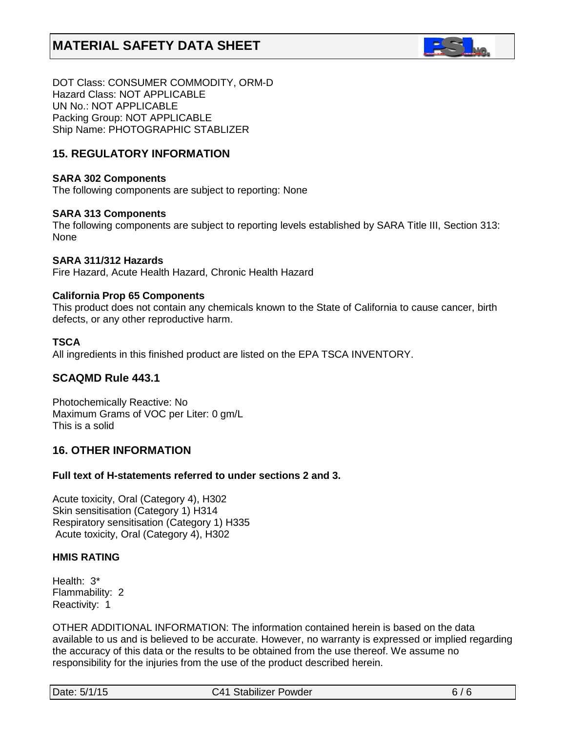DOT Class: CONSUMER COMMODITY, ORM-D
Hazard Class: NOT APPLICABLE
UN No.: NOT APPLICABLE
Packing Group: NOT APPLICABLE
Ship Name: PHOTOGRAPHIC STABLIZER

## 15. REGULATORY INFORMATION

**SARA 302 Components**
The following components are subject to reporting: None

**SARA 313 Components**
The following components are subject to reporting levels established by SARA Title III, Section 313: None

**SARA 311/312 Hazards**
Fire Hazard, Acute Health Hazard, Chronic Health Hazard

**California Prop 65 Components**
This product does not contain any chemicals known to the State of California to cause cancer, birth defects, or any other reproductive harm.

**TSCA**
All ingredients in this finished product are listed on the EPA TSCA INVENTORY.

## SCAQMD Rule 443.1

Photochemically Reactive: No
Maximum Grams of VOC per Liter: 0 gm/L
This is a solid

## 16. OTHER INFORMATION

**Full text of H-statements referred to under sections 2 and 3.**

Acute toxicity, Oral (Category 4), H302
Skin sensitisation (Category 1) H314
Respiratory sensitisation (Category 1) H335
Acute toxicity, Oral (Category 4), H302

**HMIS RATING**

Health: 3*
Flammability: 2
Reactivity: 1

OTHER ADDITIONAL INFORMATION: The information contained herein is based on the data available to us and is believed to be accurate. However, no warranty is expressed or implied regarding the accuracy of this data or the results to be obtained from the use thereof. We assume no responsibility for the injuries from the use of the product described herein.